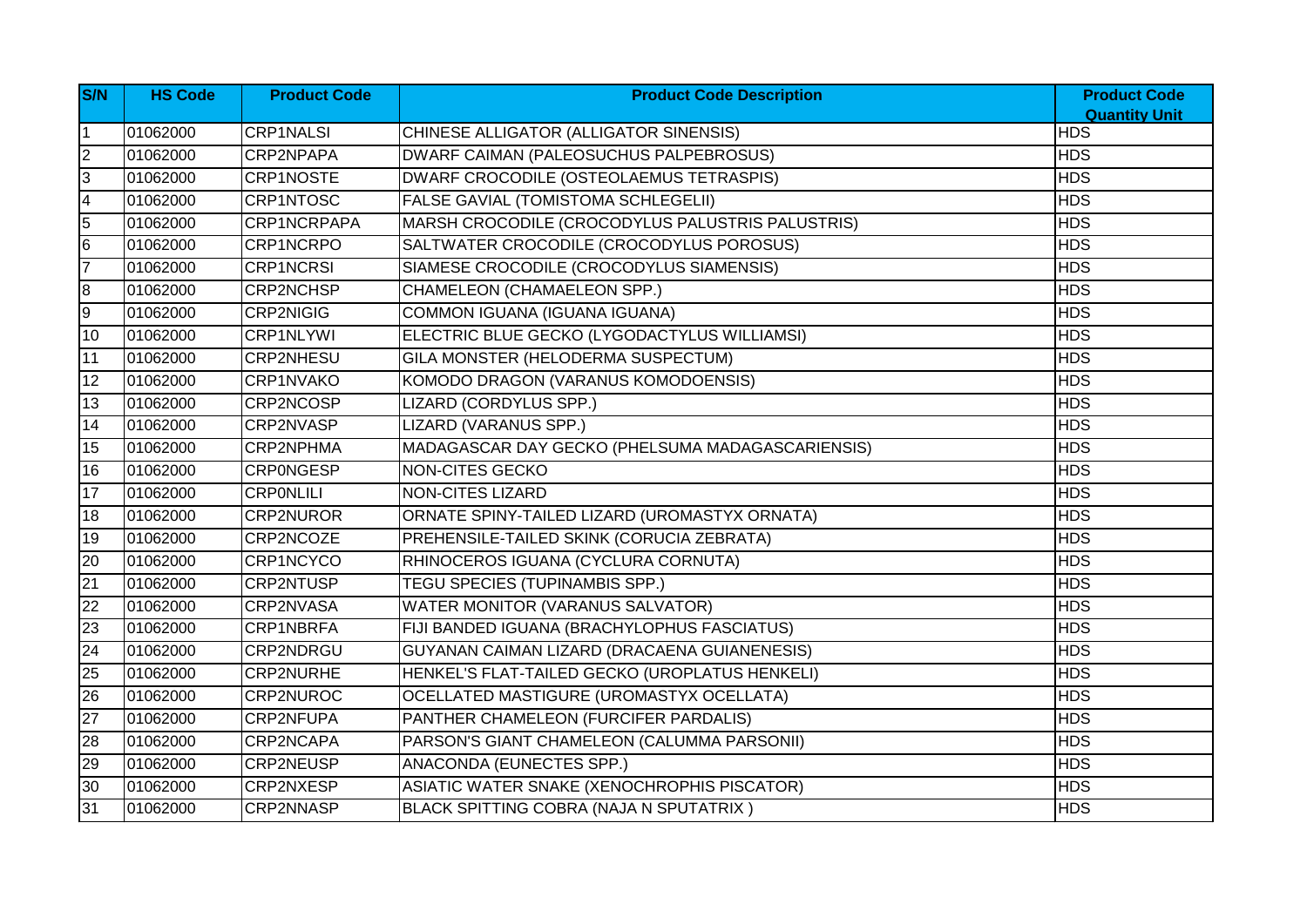| S/N | HS Code | Product Code | Product Code Description | Product Code Quantity Unit |
|---|---|---|---|---|
| 1 | 01062000 | CRP1NALSI | CHINESE ALLIGATOR (ALLIGATOR SINENSIS) | HDS |
| 2 | 01062000 | CRP2NPAPA | DWARF CAIMAN (PALEOSUCHUS PALPEBROSUS) | HDS |
| 3 | 01062000 | CRP1NOSTE | DWARF CROCODILE (OSTEOLAEMUS TETRASPIS) | HDS |
| 4 | 01062000 | CRP1NTOSC | FALSE GAVIAL (TOMISTOMA SCHLEGELII) | HDS |
| 5 | 01062000 | CRP1NCRPAPA | MARSH CROCODILE (CROCODYLUS PALUSTRIS PALUSTRIS) | HDS |
| 6 | 01062000 | CRP1NCRPO | SALTWATER CROCODILE (CROCODYLUS POROSUS) | HDS |
| 7 | 01062000 | CRP1NCRSI | SIAMESE CROCODILE (CROCODYLUS SIAMENSIS) | HDS |
| 8 | 01062000 | CRP2NCHSP | CHAMELEON (CHAMAELEON SPP.) | HDS |
| 9 | 01062000 | CRP2NIGIG | COMMON IGUANA (IGUANA IGUANA) | HDS |
| 10 | 01062000 | CRP1NLYWI | ELECTRIC BLUE GECKO (LYGODACTYLUS WILLIAMSI) | HDS |
| 11 | 01062000 | CRP2NHESU | GILA MONSTER (HELODERMA SUSPECTUM) | HDS |
| 12 | 01062000 | CRP1NVAKO | KOMODO DRAGON (VARANUS KOMODOENSIS) | HDS |
| 13 | 01062000 | CRP2NCOSP | LIZARD (CORDYLUS SPP.) | HDS |
| 14 | 01062000 | CRP2NVASP | LIZARD (VARANUS SPP.) | HDS |
| 15 | 01062000 | CRP2NPHMA | MADAGASCAR DAY GECKO (PHELSUMA MADAGASCARIENSIS) | HDS |
| 16 | 01062000 | CRP0NGESP | NON-CITES GECKO | HDS |
| 17 | 01062000 | CRP0NLILI | NON-CITES LIZARD | HDS |
| 18 | 01062000 | CRP2NUROR | ORNATE SPINY-TAILED LIZARD (UROMASTYX ORNATA) | HDS |
| 19 | 01062000 | CRP2NCOZE | PREHENSILE-TAILED SKINK (CORUCIA ZEBRATA) | HDS |
| 20 | 01062000 | CRP1NCYCO | RHINOCEROS IGUANA (CYCLURA CORNUTA) | HDS |
| 21 | 01062000 | CRP2NTUSP | TEGU SPECIES (TUPINAMBIS SPP.) | HDS |
| 22 | 01062000 | CRP2NVASA | WATER MONITOR (VARANUS SALVATOR) | HDS |
| 23 | 01062000 | CRP1NBRFA | FIJI BANDED IGUANA (BRACHYLOPHUS FASCIATUS) | HDS |
| 24 | 01062000 | CRP2NDRGU | GUYANAN CAIMAN LIZARD (DRACAENA GUIANENESIS) | HDS |
| 25 | 01062000 | CRP2NURHE | HENKEL'S FLAT-TAILED GECKO (UROPLATUS HENKELI) | HDS |
| 26 | 01062000 | CRP2NUROC | OCELLATED MASTIGURE (UROMASTYX OCELLATA) | HDS |
| 27 | 01062000 | CRP2NFUPA | PANTHER CHAMELEON (FURCIFER PARDALIS) | HDS |
| 28 | 01062000 | CRP2NCAPA | PARSON'S GIANT CHAMELEON (CALUMMA PARSONII) | HDS |
| 29 | 01062000 | CRP2NEUSP | ANACONDA (EUNECTES SPP.) | HDS |
| 30 | 01062000 | CRP2NXESP | ASIATIC WATER SNAKE (XENOCHROPHIS PISCATOR) | HDS |
| 31 | 01062000 | CRP2NNASP | BLACK SPITTING COBRA (NAJA N SPUTATRIX ) | HDS |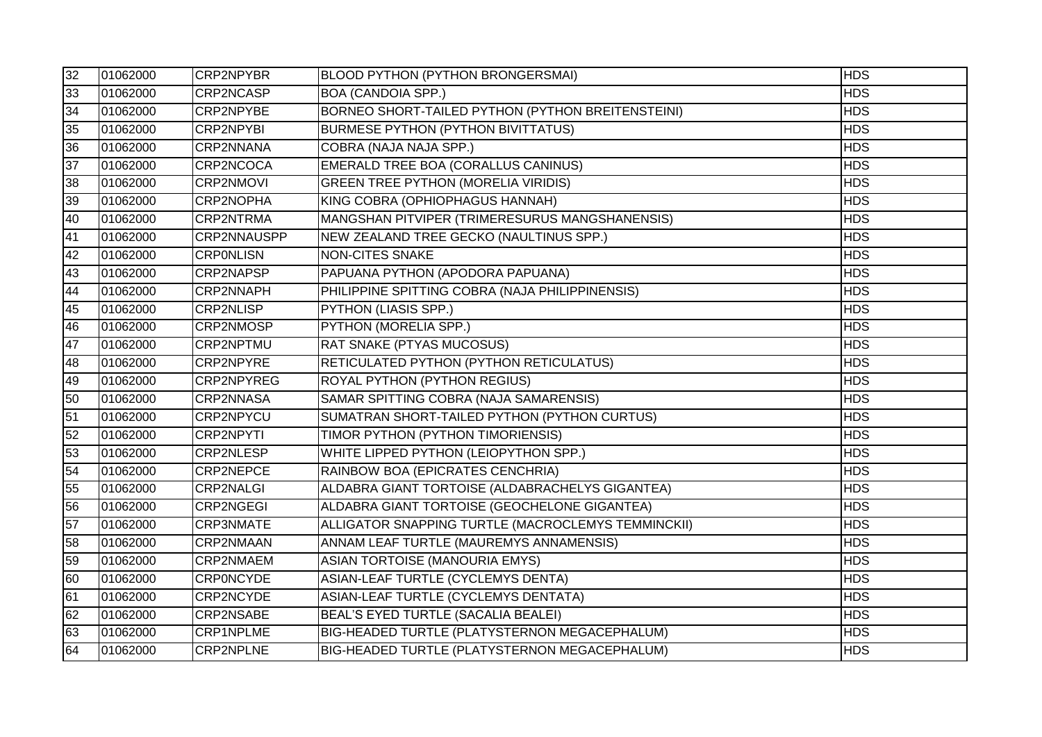| 32 | 01062000 | CRP2NPYBR | BLOOD PYTHON (PYTHON BRONGERSMAI) | HDS |
|---|---|---|---|---|
| 33 | 01062000 | CRP2NCASP | BOA (CANDOIA SPP.) | HDS |
| 34 | 01062000 | CRP2NPYBE | BORNEO SHORT-TAILED PYTHON (PYTHON BREITENSTEINI) | HDS |
| 35 | 01062000 | CRP2NPYBI | BURMESE PYTHON (PYTHON BIVITTATUS) | HDS |
| 36 | 01062000 | CRP2NNANA | COBRA (NAJA NAJA SPP.) | HDS |
| 37 | 01062000 | CRP2NCOCA | EMERALD TREE BOA (CORALLUS CANINUS) | HDS |
| 38 | 01062000 | CRP2NMOVI | GREEN TREE PYTHON (MORELIA VIRIDIS) | HDS |
| 39 | 01062000 | CRP2NOPHA | KING COBRA (OPHIOPHAGUS HANNAH) | HDS |
| 40 | 01062000 | CRP2NTRMA | MANGSHAN PITVIPER (TRIMERESURUS MANGSHANENSIS) | HDS |
| 41 | 01062000 | CRP2NNAUSPP | NEW ZEALAND TREE GECKO (NAULTINUS SPP.) | HDS |
| 42 | 01062000 | CRP0NLISN | NON-CITES SNAKE | HDS |
| 43 | 01062000 | CRP2NAPSP | PAPUANA PYTHON (APODORA PAPUANA) | HDS |
| 44 | 01062000 | CRP2NNAPH | PHILIPPINE SPITTING COBRA (NAJA PHILIPPINENSIS) | HDS |
| 45 | 01062000 | CRP2NLISP | PYTHON (LIASIS SPP.) | HDS |
| 46 | 01062000 | CRP2NMOSP | PYTHON (MORELIA SPP.) | HDS |
| 47 | 01062000 | CRP2NPTMU | RAT SNAKE (PTYAS MUCOSUS) | HDS |
| 48 | 01062000 | CRP2NPYRE | RETICULATED PYTHON (PYTHON RETICULATUS) | HDS |
| 49 | 01062000 | CRP2NPYREG | ROYAL PYTHON (PYTHON REGIUS) | HDS |
| 50 | 01062000 | CRP2NNASA | SAMAR SPITTING COBRA (NAJA SAMARENSIS) | HDS |
| 51 | 01062000 | CRP2NPYCU | SUMATRAN SHORT-TAILED PYTHON (PYTHON CURTUS) | HDS |
| 52 | 01062000 | CRP2NPYTI | TIMOR PYTHON (PYTHON TIMORIENSIS) | HDS |
| 53 | 01062000 | CRP2NLESP | WHITE LIPPED PYTHON (LEIOPYTHON SPP.) | HDS |
| 54 | 01062000 | CRP2NEPCE | RAINBOW BOA (EPICRATES CENCHRIA) | HDS |
| 55 | 01062000 | CRP2NALGI | ALDABRA GIANT TORTOISE (ALDABRACHELYS GIGANTEA) | HDS |
| 56 | 01062000 | CRP2NGEGI | ALDABRA GIANT TORTOISE (GEOCHELONE GIGANTEA) | HDS |
| 57 | 01062000 | CRP3NMATE | ALLIGATOR SNAPPING TURTLE (MACROCLEMYS TEMMINCKII) | HDS |
| 58 | 01062000 | CRP2NMAAN | ANNAM LEAF TURTLE (MAUREMYS ANNAMENSIS) | HDS |
| 59 | 01062000 | CRP2NMAEM | ASIAN TORTOISE (MANOURIA EMYS) | HDS |
| 60 | 01062000 | CRP0NCYDE | ASIAN-LEAF TURTLE (CYCLEMYS DENTA) | HDS |
| 61 | 01062000 | CRP2NCYDE | ASIAN-LEAF TURTLE (CYCLEMYS DENTATA) | HDS |
| 62 | 01062000 | CRP2NSABE | BEAL'S EYED TURTLE (SACALIA BEALEI) | HDS |
| 63 | 01062000 | CRP1NPLME | BIG-HEADED TURTLE (PLATYSTERNON MEGACEPHALUM) | HDS |
| 64 | 01062000 | CRP2NPLNE | BIG-HEADED TURTLE (PLATYSTERNON MEGACEPHALUM) | HDS |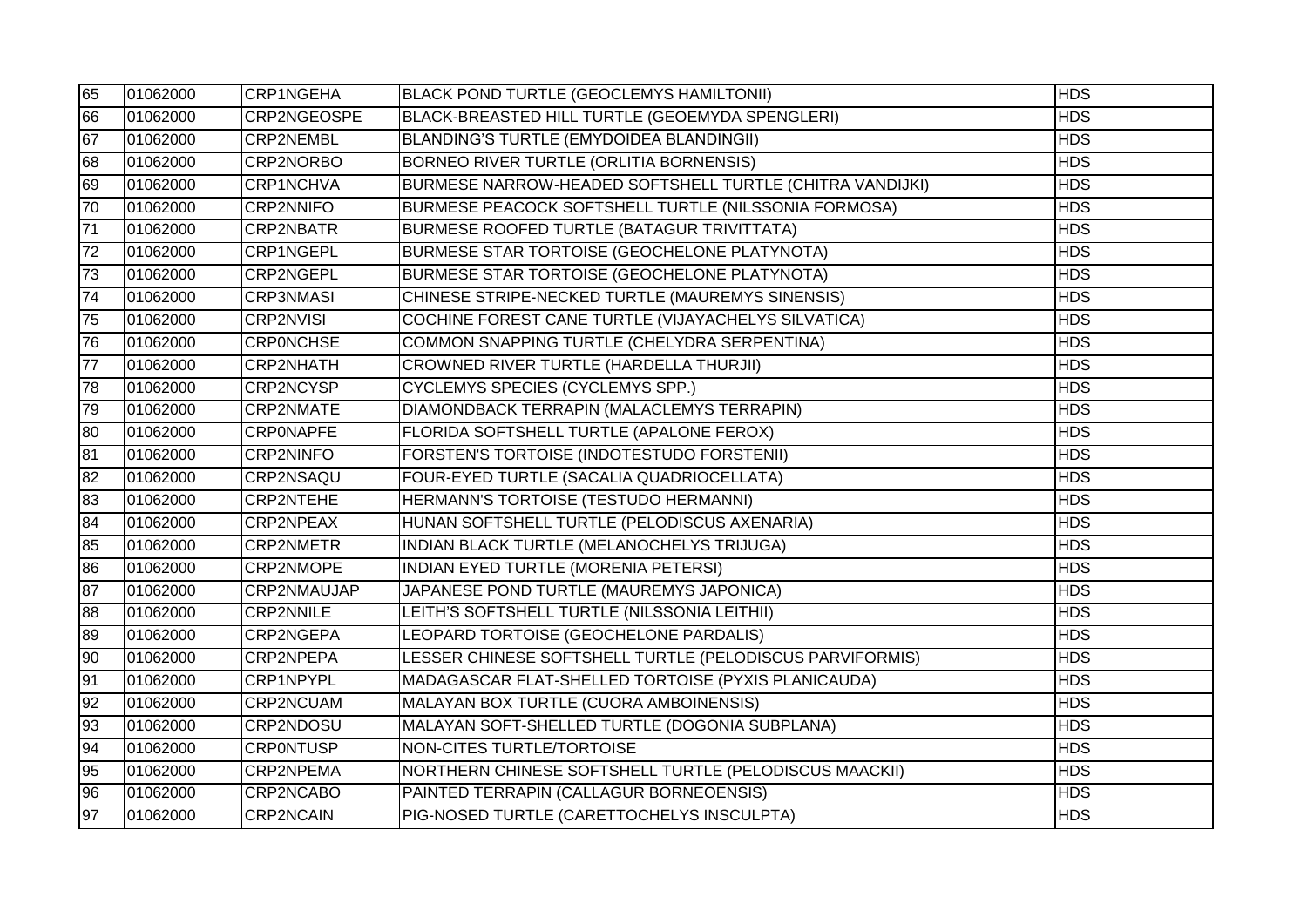| 65 | 01062000 | CRP1NGEHA | BLACK POND TURTLE (GEOCLEMYS HAMILTONII) | HDS |
|---|---|---|---|---|
| 66 | 01062000 | CRP2NGEOSPE | BLACK-BREASTED HILL TURTLE (GEOEMYDA SPENGLERI) | HDS |
| 67 | 01062000 | CRP2NEMBL | BLANDING'S TURTLE (EMYDOIDEA BLANDINGII) | HDS |
| 68 | 01062000 | CRP2NORBO | BORNEO RIVER TURTLE (ORLITIA BORNENSIS) | HDS |
| 69 | 01062000 | CRP1NCHVA | BURMESE NARROW-HEADED SOFTSHELL TURTLE (CHITRA VANDIJKI) | HDS |
| 70 | 01062000 | CRP2NNIFO | BURMESE PEACOCK SOFTSHELL TURTLE (NILSSONIA FORMOSA) | HDS |
| 71 | 01062000 | CRP2NBATR | BURMESE ROOFED TURTLE (BATAGUR TRIVITTATA) | HDS |
| 72 | 01062000 | CRP1NGEPL | BURMESE STAR TORTOISE (GEOCHELONE PLATYNOTA) | HDS |
| 73 | 01062000 | CRP2NGEPL | BURMESE STAR TORTOISE (GEOCHELONE PLATYNOTA) | HDS |
| 74 | 01062000 | CRP3NMASI | CHINESE STRIPE-NECKED TURTLE (MAUREMYS SINENSIS) | HDS |
| 75 | 01062000 | CRP2NVISI | COCHINE FOREST CANE TURTLE (VIJAYACHELYS SILVATICA) | HDS |
| 76 | 01062000 | CRP0NCHSE | COMMON SNAPPING TURTLE (CHELYDRA SERPENTINA) | HDS |
| 77 | 01062000 | CRP2NHATH | CROWNED RIVER TURTLE (HARDELLA THURJII) | HDS |
| 78 | 01062000 | CRP2NCYSP | CYCLEMYS SPECIES (CYCLEMYS SPP.) | HDS |
| 79 | 01062000 | CRP2NMATE | DIAMONDBACK TERRAPIN (MALACLEMYS TERRAPIN) | HDS |
| 80 | 01062000 | CRP0NAPFE | FLORIDA SOFTSHELL TURTLE (APALONE FEROX) | HDS |
| 81 | 01062000 | CRP2NINFO | FORSTEN'S TORTOISE (INDOTESTUDO FORSTENII) | HDS |
| 82 | 01062000 | CRP2NSAQU | FOUR-EYED TURTLE (SACALIA QUADRIOCELLATA) | HDS |
| 83 | 01062000 | CRP2NTEHE | HERMANN'S TORTOISE (TESTUDO HERMANNI) | HDS |
| 84 | 01062000 | CRP2NPEAX | HUNAN SOFTSHELL TURTLE (PELODISCUS AXENARIA) | HDS |
| 85 | 01062000 | CRP2NMETR | INDIAN BLACK TURTLE (MELANOCHELYS TRIJUGA) | HDS |
| 86 | 01062000 | CRP2NMOPE | INDIAN EYED TURTLE (MORENIA PETERSI) | HDS |
| 87 | 01062000 | CRP2NMAUJAP | JAPANESE POND TURTLE (MAUREMYS JAPONICA) | HDS |
| 88 | 01062000 | CRP2NNILE | LEITH'S SOFTSHELL TURTLE (NILSSONIA LEITHII) | HDS |
| 89 | 01062000 | CRP2NGEPA | LEOPARD TORTOISE (GEOCHELONE PARDALIS) | HDS |
| 90 | 01062000 | CRP2NPEPA | LESSER CHINESE SOFTSHELL TURTLE (PELODISCUS PARVIFORMIS) | HDS |
| 91 | 01062000 | CRP1NPYPL | MADAGASCAR FLAT-SHELLED TORTOISE (PYXIS PLANICAUDA) | HDS |
| 92 | 01062000 | CRP2NCUAM | MALAYAN BOX TURTLE (CUORA AMBOINENSIS) | HDS |
| 93 | 01062000 | CRP2NDOSU | MALAYAN SOFT-SHELLED TURTLE (DOGONIA SUBPLANA) | HDS |
| 94 | 01062000 | CRP0NTUSP | NON-CITES TURTLE/TORTOISE | HDS |
| 95 | 01062000 | CRP2NPEMA | NORTHERN CHINESE SOFTSHELL TURTLE (PELODISCUS MAACKII) | HDS |
| 96 | 01062000 | CRP2NCABO | PAINTED TERRAPIN (CALLAGUR BORNEOENSIS) | HDS |
| 97 | 01062000 | CRP2NCAIN | PIG-NOSED TURTLE (CARETTOCHELYS INSCULPTA) | HDS |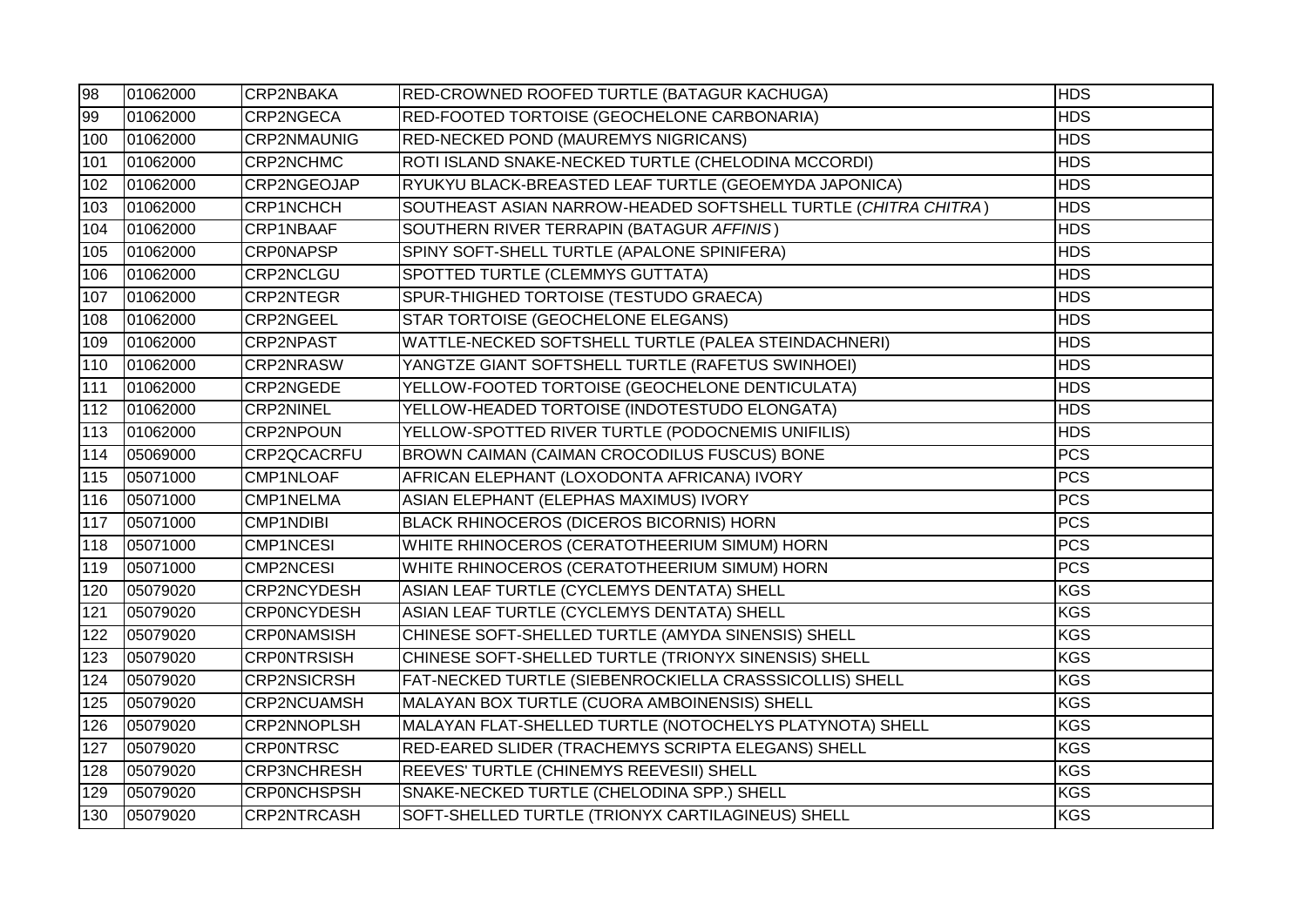| 98 | 01062000 | CRP2NBAKA | RED-CROWNED ROOFED TURTLE (BATAGUR KACHUGA) | HDS |
|---|---|---|---|---|
| 99 | 01062000 | CRP2NGECA | RED-FOOTED TORTOISE (GEOCHELONE CARBONARIA) | HDS |
| 100 | 01062000 | CRP2NMAUNIG | RED-NECKED POND (MAUREMYS NIGRICANS) | HDS |
| 101 | 01062000 | CRP2NCHMC | ROTI ISLAND SNAKE-NECKED TURTLE (CHELODINA MCCORDI) | HDS |
| 102 | 01062000 | CRP2NGEOJAP | RYUKYU BLACK-BREASTED LEAF TURTLE (GEOEMYDA JAPONICA) | HDS |
| 103 | 01062000 | CRP1NCHCH | SOUTHEAST ASIAN NARROW-HEADED SOFTSHELL TURTLE (*CHITRA CHITRA*) | HDS |
| 104 | 01062000 | CRP1NBAAF | SOUTHERN RIVER TERRAPIN (BATAGUR *AFFINIS*) | HDS |
| 105 | 01062000 | CRP0NAPSP | SPINY SOFT-SHELL TURTLE (APALONE SPINIFERA) | HDS |
| 106 | 01062000 | CRP2NCLGU | SPOTTED TURTLE (CLEMMYS GUTTATA) | HDS |
| 107 | 01062000 | CRP2NTEGR | SPUR-THIGHED TORTOISE (TESTUDO GRAECA) | HDS |
| 108 | 01062000 | CRP2NGEEL | STAR TORTOISE (GEOCHELONE ELEGANS) | HDS |
| 109 | 01062000 | CRP2NPAST | WATTLE-NECKED SOFTSHELL TURTLE (PALEA STEINDACHNERI) | HDS |
| 110 | 01062000 | CRP2NRASW | YANGTZE GIANT SOFTSHELL TURTLE (RAFETUS SWINHOEI) | HDS |
| 111 | 01062000 | CRP2NGEDE | YELLOW-FOOTED TORTOISE (GEOCHELONE DENTICULATA) | HDS |
| 112 | 01062000 | CRP2NINEL | YELLOW-HEADED TORTOISE (INDOTESTUDO ELONGATA) | HDS |
| 113 | 01062000 | CRP2NPOUN | YELLOW-SPOTTED RIVER TURTLE (PODOCNEMIS UNIFILIS) | HDS |
| 114 | 05069000 | CRP2QCACRFU | BROWN CAIMAN (CAIMAN CROCODILUS FUSCUS) BONE | PCS |
| 115 | 05071000 | CMP1NLOAF | AFRICAN ELEPHANT (LOXODONTA AFRICANA) IVORY | PCS |
| 116 | 05071000 | CMP1NELMA | ASIAN ELEPHANT (ELEPHAS MAXIMUS) IVORY | PCS |
| 117 | 05071000 | CMP1NDIBI | BLACK RHINOCEROS (DICEROS BICORNIS) HORN | PCS |
| 118 | 05071000 | CMP1NCESI | WHITE RHINOCEROS (CERATOTHEERIUM SIMUM) HORN | PCS |
| 119 | 05071000 | CMP2NCESI | WHITE RHINOCEROS (CERATOTHEERIUM SIMUM) HORN | PCS |
| 120 | 05079020 | CRP2NCYDESH | ASIAN LEAF TURTLE (CYCLEMYS DENTATA) SHELL | KGS |
| 121 | 05079020 | CRP0NCYDESH | ASIAN LEAF TURTLE (CYCLEMYS DENTATA) SHELL | KGS |
| 122 | 05079020 | CRP0NAMSISH | CHINESE SOFT-SHELLED TURTLE (AMYDA SINENSIS) SHELL | KGS |
| 123 | 05079020 | CRP0NTRSISH | CHINESE SOFT-SHELLED TURTLE (TRIONYX SINENSIS) SHELL | KGS |
| 124 | 05079020 | CRP2NSICRSH | FAT-NECKED TURTLE (SIEBENROCKIELLA CRASSSICOLLIS) SHELL | KGS |
| 125 | 05079020 | CRP2NCUAMSH | MALAYAN BOX TURTLE (CUORA AMBOINENSIS) SHELL | KGS |
| 126 | 05079020 | CRP2NNOPLSH | MALAYAN FLAT-SHELLED TURTLE (NOTOCHELYS PLATYNOTA) SHELL | KGS |
| 127 | 05079020 | CRP0NTRSC | RED-EARED SLIDER (TRACHEMYS SCRIPTA ELEGANS) SHELL | KGS |
| 128 | 05079020 | CRP3NCHRESH | REEVES' TURTLE (CHINEMYS REEVESII) SHELL | KGS |
| 129 | 05079020 | CRP0NCHSPSH | SNAKE-NECKED TURTLE (CHELODINA SPP.) SHELL | KGS |
| 130 | 05079020 | CRP2NTRCASH | SOFT-SHELLED TURTLE (TRIONYX CARTILAGINEUS) SHELL | KGS |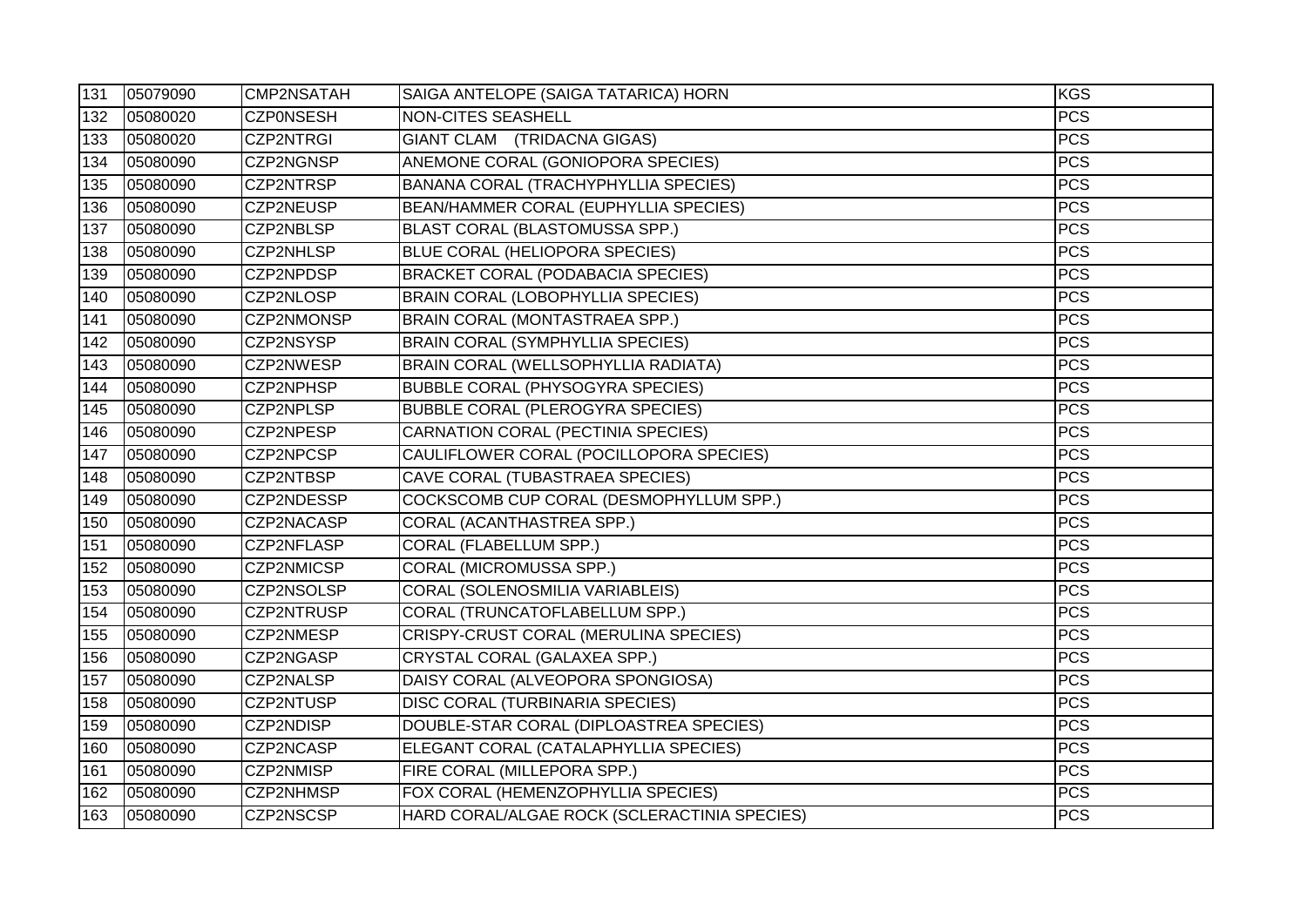| 131 | 05079090 | CMP2NSATAH | SAIGA ANTELOPE (SAIGA TATARICA) HORN | KGS |
|---|---|---|---|---|
| 132 | 05080020 | CZP0NSESH | NON-CITES SEASHELL | PCS |
| 133 | 05080020 | CZP2NTRGI | GIANT CLAM (TRIDACNA GIGAS) | PCS |
| 134 | 05080090 | CZP2NGNSP | ANEMONE CORAL (GONIOPORA SPECIES) | PCS |
| 135 | 05080090 | CZP2NTRSP | BANANA CORAL (TRACHYPHYLLIA SPECIES) | PCS |
| 136 | 05080090 | CZP2NEUSP | BEAN/HAMMER CORAL (EUPHYLLIA SPECIES) | PCS |
| 137 | 05080090 | CZP2NBLSP | BLAST CORAL (BLASTOMUSSA SPP.) | PCS |
| 138 | 05080090 | CZP2NHLSP | BLUE CORAL (HELIOPORA SPECIES) | PCS |
| 139 | 05080090 | CZP2NPDSP | BRACKET CORAL (PODABACIA SPECIES) | PCS |
| 140 | 05080090 | CZP2NLOSP | BRAIN CORAL (LOBOPHYLLIA SPECIES) | PCS |
| 141 | 05080090 | CZP2NMONSP | BRAIN CORAL (MONTASTRAEA SPP.) | PCS |
| 142 | 05080090 | CZP2NSYSP | BRAIN CORAL (SYMPHYLLIA SPECIES) | PCS |
| 143 | 05080090 | CZP2NWESP | BRAIN CORAL (WELLSOPHYLLIA RADIATA) | PCS |
| 144 | 05080090 | CZP2NPHSP | BUBBLE CORAL (PHYSOGYRA SPECIES) | PCS |
| 145 | 05080090 | CZP2NPLSP | BUBBLE CORAL (PLEROGYRA SPECIES) | PCS |
| 146 | 05080090 | CZP2NPESP | CARNATION CORAL (PECTINIA SPECIES) | PCS |
| 147 | 05080090 | CZP2NPCSP | CAULIFLOWER CORAL (POCILLOPORA SPECIES) | PCS |
| 148 | 05080090 | CZP2NTBSP | CAVE CORAL (TUBASTRAEA SPECIES) | PCS |
| 149 | 05080090 | CZP2NDESSP | COCKSCOMB CUP CORAL (DESMOPHYLLUM SPP.) | PCS |
| 150 | 05080090 | CZP2NACASP | CORAL (ACANTHASTREA SPP.) | PCS |
| 151 | 05080090 | CZP2NFLASP | CORAL (FLABELLUM SPP.) | PCS |
| 152 | 05080090 | CZP2NMICSP | CORAL (MICROMUSSA SPP.) | PCS |
| 153 | 05080090 | CZP2NSOLSP | CORAL (SOLENOSMILIA VARIABLEIS) | PCS |
| 154 | 05080090 | CZP2NTRUSP | CORAL (TRUNCATOFLABELLUM SPP.) | PCS |
| 155 | 05080090 | CZP2NMESP | CRISPY-CRUST CORAL (MERULINA SPECIES) | PCS |
| 156 | 05080090 | CZP2NGASP | CRYSTAL CORAL (GALAXEA SPP.) | PCS |
| 157 | 05080090 | CZP2NALSP | DAISY CORAL (ALVEOPORA SPONGIOSA) | PCS |
| 158 | 05080090 | CZP2NTUSP | DISC CORAL (TURBINARIA SPECIES) | PCS |
| 159 | 05080090 | CZP2NDISP | DOUBLE-STAR CORAL (DIPLOASTREA SPECIES) | PCS |
| 160 | 05080090 | CZP2NCASP | ELEGANT CORAL (CATALAPHYLLIA SPECIES) | PCS |
| 161 | 05080090 | CZP2NMISP | FIRE CORAL (MILLEPORA SPP.) | PCS |
| 162 | 05080090 | CZP2NHMSP | FOX CORAL (HEMENZOPHYLLIA SPECIES) | PCS |
| 163 | 05080090 | CZP2NSCSP | HARD CORAL/ALGAE ROCK (SCLERACTINIA SPECIES) | PCS |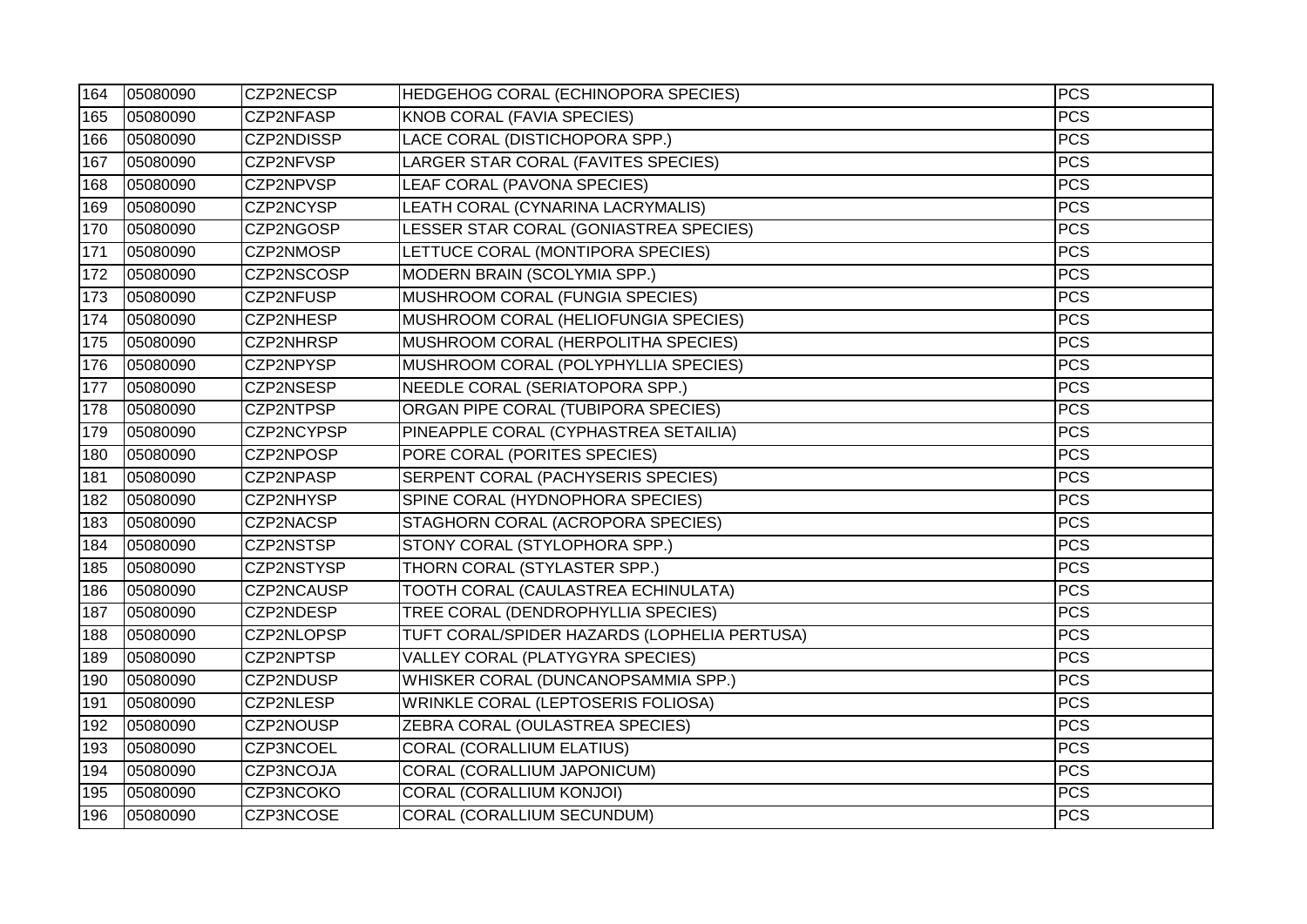| | | | | |
|---|---|---|---|---|
| 164 | 05080090 | CZP2NECSP | HEDGEHOG CORAL (ECHINOPORA SPECIES) | PCS |
| 165 | 05080090 | CZP2NFASP | KNOB CORAL (FAVIA SPECIES) | PCS |
| 166 | 05080090 | CZP2NDISSP | LACE CORAL (DISTICHOPORA SPP.) | PCS |
| 167 | 05080090 | CZP2NFVSP | LARGER STAR CORAL (FAVITES SPECIES) | PCS |
| 168 | 05080090 | CZP2NPVSP | LEAF CORAL (PAVONA SPECIES) | PCS |
| 169 | 05080090 | CZP2NCYSP | LEATH CORAL (CYNARINA LACRYMALIS) | PCS |
| 170 | 05080090 | CZP2NGOSP | LESSER STAR CORAL (GONIASTREA SPECIES) | PCS |
| 171 | 05080090 | CZP2NMOSP | LETTUCE CORAL (MONTIPORA SPECIES) | PCS |
| 172 | 05080090 | CZP2NSCOSP | MODERN BRAIN (SCOLYMIA SPP.) | PCS |
| 173 | 05080090 | CZP2NFUSP | MUSHROOM CORAL (FUNGIA SPECIES) | PCS |
| 174 | 05080090 | CZP2NHESP | MUSHROOM CORAL (HELIOFUNGIA SPECIES) | PCS |
| 175 | 05080090 | CZP2NHRSP | MUSHROOM CORAL (HERPOLITHA SPECIES) | PCS |
| 176 | 05080090 | CZP2NPYSP | MUSHROOM CORAL (POLYPHYLLIA SPECIES) | PCS |
| 177 | 05080090 | CZP2NSESP | NEEDLE CORAL (SERIATOPORA SPP.) | PCS |
| 178 | 05080090 | CZP2NTPSP | ORGAN PIPE CORAL (TUBIPORA SPECIES) | PCS |
| 179 | 05080090 | CZP2NCYPSP | PINEAPPLE CORAL (CYPHASTREA SETAILIA) | PCS |
| 180 | 05080090 | CZP2NPOSP | PORE CORAL (PORITES SPECIES) | PCS |
| 181 | 05080090 | CZP2NPASP | SERPENT CORAL (PACHYSERIS SPECIES) | PCS |
| 182 | 05080090 | CZP2NHYSP | SPINE CORAL (HYDNOPHORA SPECIES) | PCS |
| 183 | 05080090 | CZP2NACSP | STAGHORN CORAL (ACROPORA SPECIES) | PCS |
| 184 | 05080090 | CZP2NSTSP | STONY CORAL (STYLOPHORA SPP.) | PCS |
| 185 | 05080090 | CZP2NSTYSP | THORN CORAL (STYLASTER SPP.) | PCS |
| 186 | 05080090 | CZP2NCAUSP | TOOTH CORAL (CAULASTREA ECHINULATA) | PCS |
| 187 | 05080090 | CZP2NDESP | TREE CORAL (DENDROPHYLLIA SPECIES) | PCS |
| 188 | 05080090 | CZP2NLOPSP | TUFT CORAL/SPIDER HAZARDS (LOPHELIA PERTUSA) | PCS |
| 189 | 05080090 | CZP2NPTSP | VALLEY CORAL (PLATYGYRA SPECIES) | PCS |
| 190 | 05080090 | CZP2NDUSP | WHISKER CORAL (DUNCANOPSAMMIA SPP.) | PCS |
| 191 | 05080090 | CZP2NLESP | WRINKLE CORAL (LEPTOSERIS FOLIOSA) | PCS |
| 192 | 05080090 | CZP2NOUSP | ZEBRA CORAL (OULASTREA SPECIES) | PCS |
| 193 | 05080090 | CZP3NCOEL | CORAL (CORALLIUM ELATIUS) | PCS |
| 194 | 05080090 | CZP3NCOJA | CORAL (CORALLIUM JAPONICUM) | PCS |
| 195 | 05080090 | CZP3NCOKO | CORAL (CORALLIUM KONJOI) | PCS |
| 196 | 05080090 | CZP3NCOSE | CORAL (CORALLIUM SECUNDUM) | PCS |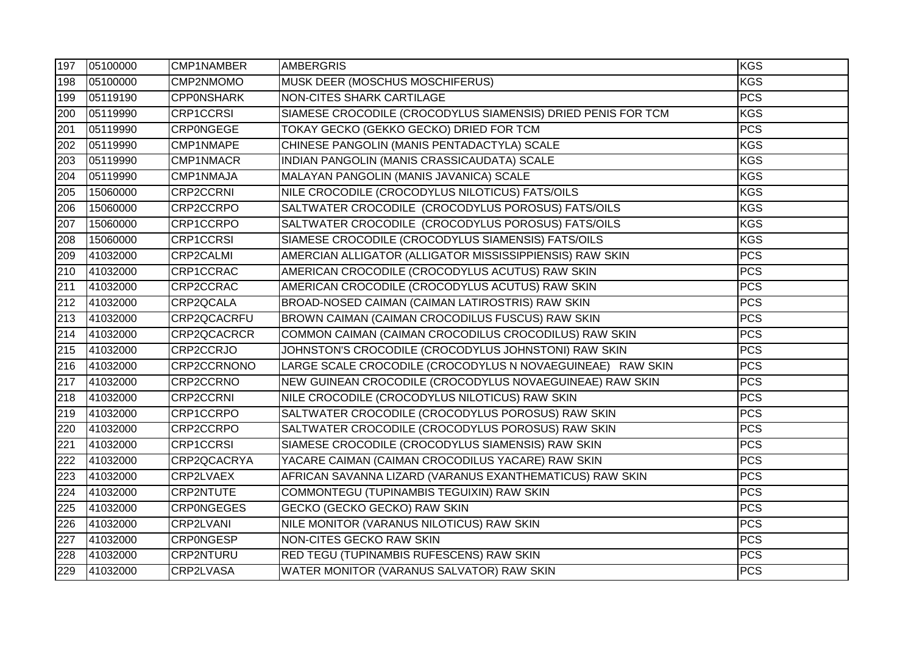| 197 | 05100000 | CMP1NAMBER | AMBERGRIS | KGS |
|---|---|---|---|---|
| 198 | 05100000 | CMP2NMOMO | MUSK DEER (MOSCHUS MOSCHIFERUS) | KGS |
| 199 | 05119190 | CPP0NSHARK | NON-CITES SHARK CARTILAGE | PCS |
| 200 | 05119990 | CRP1CCRSI | SIAMESE CROCODILE (CROCODYLUS SIAMENSIS) DRIED PENIS FOR TCM | KGS |
| 201 | 05119990 | CRP0NGEGE | TOKAY GECKO (GEKKO GECKO) DRIED FOR TCM | PCS |
| 202 | 05119990 | CMP1NMAPE | CHINESE PANGOLIN (MANIS PENTADACTYLA) SCALE | KGS |
| 203 | 05119990 | CMP1NMACR | INDIAN PANGOLIN (MANIS CRASSICAUDATA) SCALE | KGS |
| 204 | 05119990 | CMP1NMAJA | MALAYAN PANGOLIN (MANIS JAVANICA) SCALE | KGS |
| 205 | 15060000 | CRP2CCRNI | NILE CROCODILE (CROCODYLUS NILOTICUS) FATS/OILS | KGS |
| 206 | 15060000 | CRP2CCRPO | SALTWATER CROCODILE (CROCODYLUS POROSUS) FATS/OILS | KGS |
| 207 | 15060000 | CRP1CCRPO | SALTWATER CROCODILE (CROCODYLUS POROSUS) FATS/OILS | KGS |
| 208 | 15060000 | CRP1CCRSI | SIAMESE CROCODILE (CROCODYLUS SIAMENSIS) FATS/OILS | KGS |
| 209 | 41032000 | CRP2CALMI | AMERCIAN ALLIGATOR (ALLIGATOR MISSISSIPPIENSIS) RAW SKIN | PCS |
| 210 | 41032000 | CRP1CCRAC | AMERICAN CROCODILE (CROCODYLUS ACUTUS) RAW SKIN | PCS |
| 211 | 41032000 | CRP2CCRAC | AMERICAN CROCODILE (CROCODYLUS ACUTUS) RAW SKIN | PCS |
| 212 | 41032000 | CRP2QCALA | BROAD-NOSED CAIMAN (CAIMAN LATIROSTRIS) RAW SKIN | PCS |
| 213 | 41032000 | CRP2QCACRFU | BROWN CAIMAN (CAIMAN CROCODILUS FUSCUS) RAW SKIN | PCS |
| 214 | 41032000 | CRP2QCACRCR | COMMON CAIMAN (CAIMAN CROCODILUS CROCODILUS) RAW SKIN | PCS |
| 215 | 41032000 | CRP2CCRJO | JOHNSTON'S CROCODILE (CROCODYLUS JOHNSTONI) RAW SKIN | PCS |
| 216 | 41032000 | CRP2CCRNONO | LARGE SCALE CROCODILE (CROCODYLUS N NOVAEGUINEAE) RAW SKIN | PCS |
| 217 | 41032000 | CRP2CCRNO | NEW GUINEAN CROCODILE (CROCODYLUS NOVAEGUINEAE) RAW SKIN | PCS |
| 218 | 41032000 | CRP2CCRNI | NILE CROCODILE (CROCODYLUS NILOTICUS) RAW SKIN | PCS |
| 219 | 41032000 | CRP1CCRPO | SALTWATER CROCODILE (CROCODYLUS POROSUS) RAW SKIN | PCS |
| 220 | 41032000 | CRP2CCRPO | SALTWATER CROCODILE (CROCODYLUS POROSUS) RAW SKIN | PCS |
| 221 | 41032000 | CRP1CCRSI | SIAMESE CROCODILE (CROCODYLUS SIAMENSIS) RAW SKIN | PCS |
| 222 | 41032000 | CRP2QCACRYA | YACARE CAIMAN (CAIMAN CROCODILUS YACARE) RAW SKIN | PCS |
| 223 | 41032000 | CRP2LVAEX | AFRICAN SAVANNA LIZARD (VARANUS EXANTHEMATICUS) RAW SKIN | PCS |
| 224 | 41032000 | CRP2NTUTE | COMMONTEGU (TUPINAMBIS TEGUIXIN) RAW SKIN | PCS |
| 225 | 41032000 | CRP0NGEGES | GECKO (GECKO GECKO) RAW SKIN | PCS |
| 226 | 41032000 | CRP2LVANI | NILE MONITOR (VARANUS NILOTICUS) RAW SKIN | PCS |
| 227 | 41032000 | CRP0NGESP | NON-CITES GECKO RAW SKIN | PCS |
| 228 | 41032000 | CRP2NTURU | RED TEGU (TUPINAMBIS RUFESCENS) RAW SKIN | PCS |
| 229 | 41032000 | CRP2LVASA | WATER MONITOR (VARANUS SALVATOR) RAW SKIN | PCS |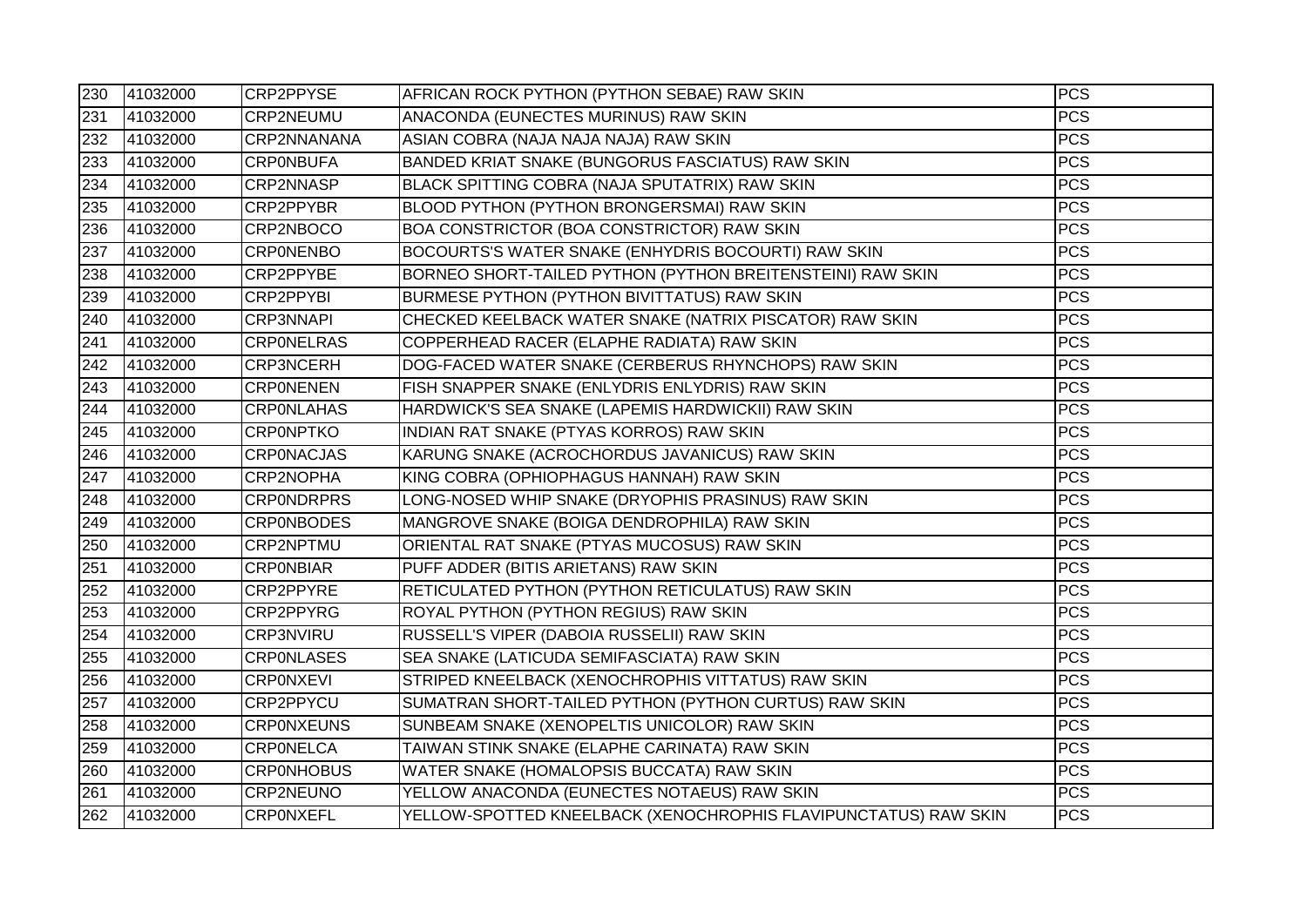| | | | | |
|---|---|---|---|---|
| 230 | 41032000 | CRP2PPYSE | AFRICAN ROCK PYTHON (PYTHON SEBAE) RAW SKIN | PCS |
| 231 | 41032000 | CRP2NEUMU | ANACONDA (EUNECTES MURINUS) RAW SKIN | PCS |
| 232 | 41032000 | CRP2NNANANA | ASIAN COBRA (NAJA NAJA NAJA) RAW SKIN | PCS |
| 233 | 41032000 | CRP0NBUFA | BANDED KRIAT SNAKE (BUNGORUS FASCIATUS) RAW SKIN | PCS |
| 234 | 41032000 | CRP2NNASP | BLACK SPITTING COBRA (NAJA SPUTATRIX) RAW SKIN | PCS |
| 235 | 41032000 | CRP2PPYBR | BLOOD PYTHON (PYTHON BRONGERSMAI) RAW SKIN | PCS |
| 236 | 41032000 | CRP2NBOCO | BOA CONSTRICTOR (BOA CONSTRICTOR) RAW SKIN | PCS |
| 237 | 41032000 | CRP0NENBO | BOCOURTS'S WATER SNAKE (ENHYDRIS BOCOURTI) RAW SKIN | PCS |
| 238 | 41032000 | CRP2PPYBE | BORNEO SHORT-TAILED PYTHON (PYTHON BREITENSTEINI) RAW SKIN | PCS |
| 239 | 41032000 | CRP2PPYBI | BURMESE PYTHON (PYTHON BIVITTATUS) RAW SKIN | PCS |
| 240 | 41032000 | CRP3NNAPI | CHECKED KEELBACK WATER SNAKE (NATRIX PISCATOR) RAW SKIN | PCS |
| 241 | 41032000 | CRP0NELRAS | COPPERHEAD RACER (ELAPHE RADIATA) RAW SKIN | PCS |
| 242 | 41032000 | CRP3NCERH | DOG-FACED WATER SNAKE (CERBERUS RHYNCHOPS) RAW SKIN | PCS |
| 243 | 41032000 | CRP0NENEN | FISH SNAPPER SNAKE (ENLYDRIS ENLYDRIS) RAW SKIN | PCS |
| 244 | 41032000 | CRP0NLAHAS | HARDWICK'S SEA SNAKE (LAPEMIS HARDWICKII) RAW SKIN | PCS |
| 245 | 41032000 | CRP0NPTKO | INDIAN RAT SNAKE (PTYAS KORROS) RAW SKIN | PCS |
| 246 | 41032000 | CRP0NACJAS | KARUNG SNAKE (ACROCHORDUS JAVANICUS) RAW SKIN | PCS |
| 247 | 41032000 | CRP2NOPHA | KING COBRA (OPHIOPHAGUS HANNAH) RAW SKIN | PCS |
| 248 | 41032000 | CRP0NDRPRS | LONG-NOSED WHIP SNAKE (DRYOPHIS PRASINUS) RAW SKIN | PCS |
| 249 | 41032000 | CRP0NBODES | MANGROVE SNAKE (BOIGA DENDROPHILA) RAW SKIN | PCS |
| 250 | 41032000 | CRP2NPTMU | ORIENTAL RAT SNAKE (PTYAS MUCOSUS) RAW SKIN | PCS |
| 251 | 41032000 | CRP0NBIAR | PUFF ADDER (BITIS ARIETANS) RAW SKIN | PCS |
| 252 | 41032000 | CRP2PPYRE | RETICULATED PYTHON (PYTHON RETICULATUS) RAW SKIN | PCS |
| 253 | 41032000 | CRP2PPYRG | ROYAL PYTHON (PYTHON REGIUS) RAW SKIN | PCS |
| 254 | 41032000 | CRP3NVIRU | RUSSELL'S VIPER (DABOIA RUSSELII) RAW SKIN | PCS |
| 255 | 41032000 | CRP0NLASES | SEA SNAKE (LATICUDA SEMIFASCIATA) RAW SKIN | PCS |
| 256 | 41032000 | CRP0NXEVI | STRIPED KNEELBACK (XENOCHROPHIS VITTATUS) RAW SKIN | PCS |
| 257 | 41032000 | CRP2PPYCU | SUMATRAN SHORT-TAILED PYTHON (PYTHON CURTUS) RAW SKIN | PCS |
| 258 | 41032000 | CRP0NXEUNS | SUNBEAM SNAKE (XENOPELTIS UNICOLOR) RAW SKIN | PCS |
| 259 | 41032000 | CRP0NELCA | TAIWAN STINK SNAKE (ELAPHE CARINATA) RAW SKIN | PCS |
| 260 | 41032000 | CRP0NHOBUS | WATER SNAKE (HOMALOPSIS BUCCATA) RAW SKIN | PCS |
| 261 | 41032000 | CRP2NEUNO | YELLOW ANACONDA (EUNECTES NOTAEUS) RAW SKIN | PCS |
| 262 | 41032000 | CRP0NXEFL | YELLOW-SPOTTED KNEELBACK (XENOCHROPHIS FLAVIPUNCTATUS) RAW SKIN | PCS |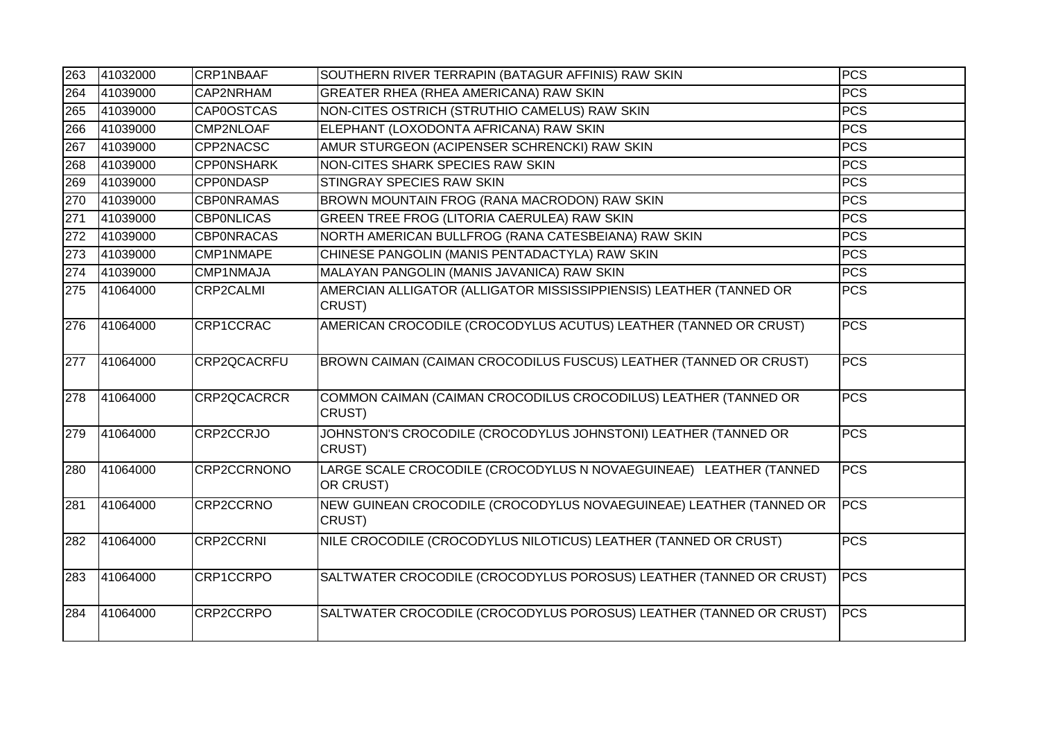| | | | | |
|---|---|---|---|---|
| 263 | 41032000 | CRP1NBAAF | SOUTHERN RIVER TERRAPIN (BATAGUR AFFINIS) RAW SKIN | PCS |
| 264 | 41039000 | CAP2NRHAM | GREATER RHEA (RHEA AMERICANA) RAW SKIN | PCS |
| 265 | 41039000 | CAP0OSTCAS | NON-CITES OSTRICH (STRUTHIO CAMELUS) RAW SKIN | PCS |
| 266 | 41039000 | CMP2NLOAF | ELEPHANT (LOXODONTA AFRICANA) RAW SKIN | PCS |
| 267 | 41039000 | CPP2NACSC | AMUR STURGEON (ACIPENSER SCHRENCKI) RAW SKIN | PCS |
| 268 | 41039000 | CPP0NSHARK | NON-CITES SHARK SPECIES RAW SKIN | PCS |
| 269 | 41039000 | CPP0NDASP | STINGRAY SPECIES RAW SKIN | PCS |
| 270 | 41039000 | CBP0NRAMAS | BROWN MOUNTAIN FROG (RANA MACRODON) RAW SKIN | PCS |
| 271 | 41039000 | CBP0NLICAS | GREEN TREE FROG (LITORIA CAERULEA) RAW SKIN | PCS |
| 272 | 41039000 | CBP0NRACAS | NORTH AMERICAN BULLFROG (RANA CATESBEIANA) RAW SKIN | PCS |
| 273 | 41039000 | CMP1NMAPE | CHINESE PANGOLIN (MANIS PENTADACTYLA) RAW SKIN | PCS |
| 274 | 41039000 | CMP1NMAJA | MALAYAN PANGOLIN (MANIS JAVANICA) RAW SKIN | PCS |
| 275 | 41064000 | CRP2CALMI | AMERCIAN ALLIGATOR (ALLIGATOR MISSISSIPPIENSIS) LEATHER (TANNED OR CRUST) | PCS |
| 276 | 41064000 | CRP1CCRAC | AMERICAN CROCODILE (CROCODYLUS ACUTUS) LEATHER (TANNED OR CRUST) | PCS |
| 277 | 41064000 | CRP2QCACRFU | BROWN CAIMAN (CAIMAN CROCODILUS FUSCUS) LEATHER (TANNED OR CRUST) | PCS |
| 278 | 41064000 | CRP2QCACRCR | COMMON CAIMAN (CAIMAN CROCODILUS CROCODILUS) LEATHER (TANNED OR CRUST) | PCS |
| 279 | 41064000 | CRP2CCRJO | JOHNSTON'S CROCODILE (CROCODYLUS JOHNSTONI) LEATHER (TANNED OR CRUST) | PCS |
| 280 | 41064000 | CRP2CCRNONO | LARGE SCALE CROCODILE (CROCODYLUS N NOVAEGUINEAE) LEATHER (TANNED OR CRUST) | PCS |
| 281 | 41064000 | CRP2CCRNO | NEW GUINEAN CROCODILE (CROCODYLUS NOVAEGUINEAE) LEATHER (TANNED OR CRUST) | PCS |
| 282 | 41064000 | CRP2CCRNI | NILE CROCODILE (CROCODYLUS NILOTICUS) LEATHER (TANNED OR CRUST) | PCS |
| 283 | 41064000 | CRP1CCRPO | SALTWATER CROCODILE (CROCODYLUS POROSUS) LEATHER (TANNED OR CRUST) | PCS |
| 284 | 41064000 | CRP2CCRPO | SALTWATER CROCODILE (CROCODYLUS POROSUS) LEATHER (TANNED OR CRUST) | PCS |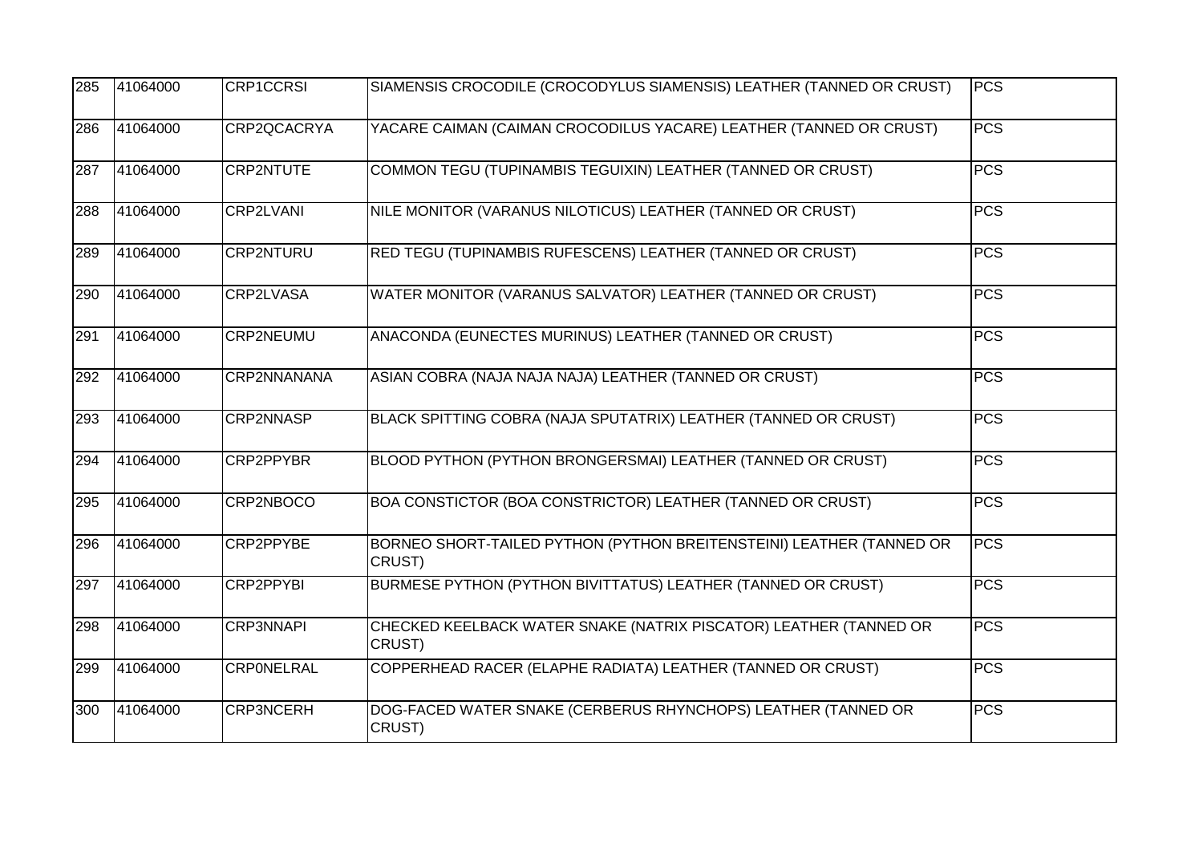| 285 | 41064000 | CRP1CCRSI | SIAMENSIS CROCODILE (CROCODYLUS SIAMENSIS) LEATHER (TANNED OR CRUST) | PCS |
|---|---|---|---|---|
| 286 | 41064000 | CRP2QCACRYA | YACARE CAIMAN (CAIMAN CROCODILUS YACARE) LEATHER (TANNED OR CRUST) | PCS |
| 287 | 41064000 | CRP2NTUTE | COMMON TEGU (TUPINAMBIS TEGUIXIN) LEATHER (TANNED OR CRUST) | PCS |
| 288 | 41064000 | CRP2LVANI | NILE MONITOR (VARANUS NILOTICUS) LEATHER (TANNED OR CRUST) | PCS |
| 289 | 41064000 | CRP2NTURU | RED TEGU (TUPINAMBIS RUFESCENS) LEATHER (TANNED OR CRUST) | PCS |
| 290 | 41064000 | CRP2LVASA | WATER MONITOR (VARANUS SALVATOR) LEATHER (TANNED OR CRUST) | PCS |
| 291 | 41064000 | CRP2NEUMU | ANACONDA (EUNECTES MURINUS) LEATHER (TANNED OR CRUST) | PCS |
| 292 | 41064000 | CRP2NNANANA | ASIAN COBRA (NAJA NAJA NAJA) LEATHER (TANNED OR CRUST) | PCS |
| 293 | 41064000 | CRP2NNASP | BLACK SPITTING COBRA (NAJA SPUTATRIX) LEATHER (TANNED OR CRUST) | PCS |
| 294 | 41064000 | CRP2PPYBR | BLOOD PYTHON (PYTHON BRONGERSMAI) LEATHER (TANNED OR CRUST) | PCS |
| 295 | 41064000 | CRP2NBOCO | BOA CONSTICTOR (BOA CONSTRICTOR) LEATHER (TANNED OR CRUST) | PCS |
| 296 | 41064000 | CRP2PPYBE | BORNEO SHORT-TAILED PYTHON (PYTHON BREITENSTEINI) LEATHER (TANNED OR CRUST) | PCS |
| 297 | 41064000 | CRP2PPYBI | BURMESE PYTHON (PYTHON BIVITTATUS) LEATHER (TANNED OR CRUST) | PCS |
| 298 | 41064000 | CRP3NNAPI | CHECKED KEELBACK WATER SNAKE (NATRIX PISCATOR) LEATHER (TANNED OR CRUST) | PCS |
| 299 | 41064000 | CRP0NELRAL | COPPERHEAD RACER (ELAPHE RADIATA) LEATHER (TANNED OR CRUST) | PCS |
| 300 | 41064000 | CRP3NCERH | DOG-FACED WATER SNAKE (CERBERUS RHYNCHOPS) LEATHER (TANNED OR CRUST) | PCS |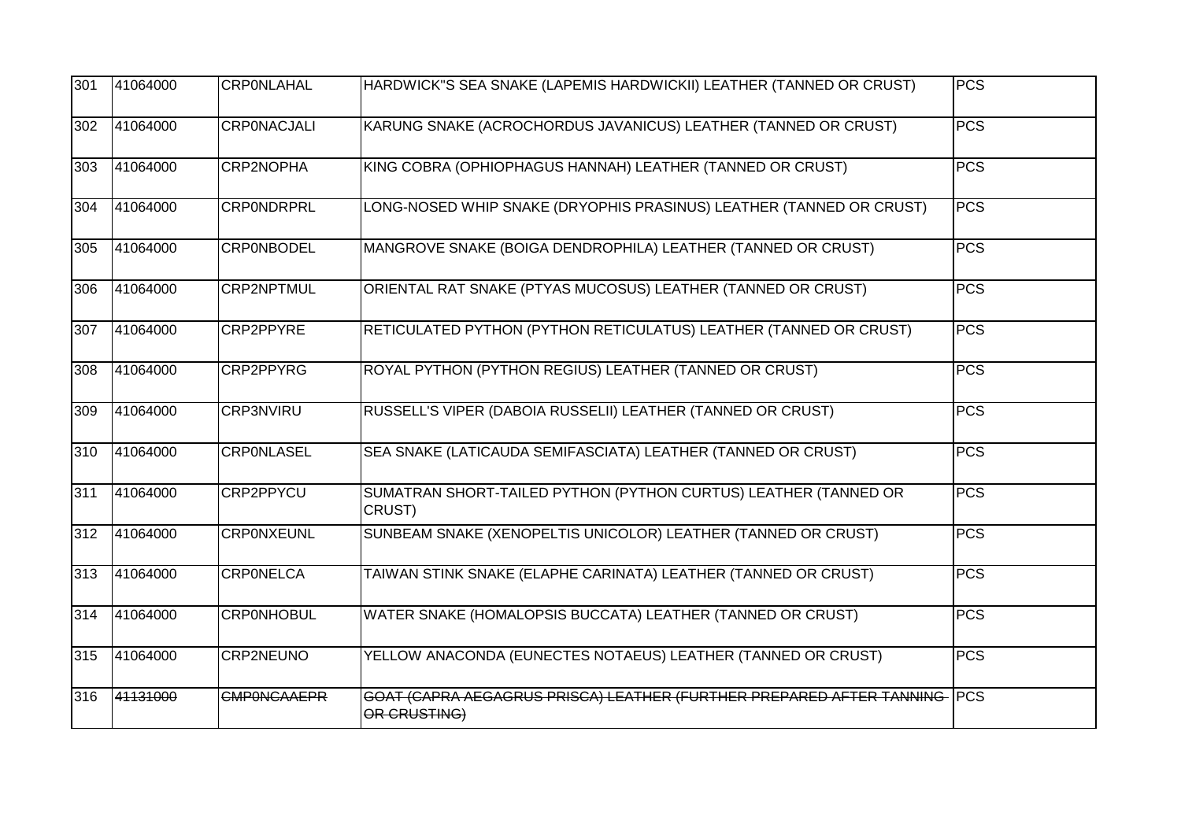| 301 | 41064000 | CRP0NLAHAL | HARDWICK"S SEA SNAKE (LAPEMIS HARDWICKII) LEATHER (TANNED OR CRUST) | PCS |
|---|---|---|---|---|
| 302 | 41064000 | CRP0NACJALI | KARUNG SNAKE (ACROCHORDUS JAVANICUS) LEATHER (TANNED OR CRUST) | PCS |
| 303 | 41064000 | CRP2NOPHA | KING COBRA (OPHIOPHAGUS HANNAH) LEATHER (TANNED OR CRUST) | PCS |
| 304 | 41064000 | CRP0NDRPRL | LONG-NOSED WHIP SNAKE (DRYOPHIS PRASINUS) LEATHER (TANNED OR CRUST) | PCS |
| 305 | 41064000 | CRP0NBODEL | MANGROVE SNAKE (BOIGA DENDROPHILA) LEATHER (TANNED OR CRUST) | PCS |
| 306 | 41064000 | CRP2NPTMUL | ORIENTAL RAT SNAKE (PTYAS MUCOSUS) LEATHER (TANNED OR CRUST) | PCS |
| 307 | 41064000 | CRP2PPYRE | RETICULATED PYTHON (PYTHON RETICULATUS) LEATHER (TANNED OR CRUST) | PCS |
| 308 | 41064000 | CRP2PPYRG | ROYAL PYTHON (PYTHON REGIUS) LEATHER (TANNED OR CRUST) | PCS |
| 309 | 41064000 | CRP3NVIRU | RUSSELL'S VIPER (DABOIA RUSSELII) LEATHER (TANNED OR CRUST) | PCS |
| 310 | 41064000 | CRP0NLASEL | SEA SNAKE (LATICAUDA SEMIFASCIATA) LEATHER (TANNED OR CRUST) | PCS |
| 311 | 41064000 | CRP2PPYCU | SUMATRAN SHORT-TAILED PYTHON (PYTHON CURTUS) LEATHER (TANNED OR CRUST) | PCS |
| 312 | 41064000 | CRP0NXEUNL | SUNBEAM SNAKE (XENOPELTIS UNICOLOR) LEATHER (TANNED OR CRUST) | PCS |
| 313 | 41064000 | CRP0NELCA | TAIWAN STINK SNAKE (ELAPHE CARINATA) LEATHER (TANNED OR CRUST) | PCS |
| 314 | 41064000 | CRP0NHOBUL | WATER SNAKE (HOMALOPSIS BUCCATA) LEATHER (TANNED OR CRUST) | PCS |
| 315 | 41064000 | CRP2NEUNO | YELLOW ANACONDA (EUNECTES NOTAEUS) LEATHER (TANNED OR CRUST) | PCS |
| 316 | ~~41131000~~ | ~~CMP0NCAAEPR~~ | ~~GOAT (CAPRA AEGAGRUS PRISCA) LEATHER (FURTHER PREPARED AFTER TANNING OR CRUSTING)~~ | PCS |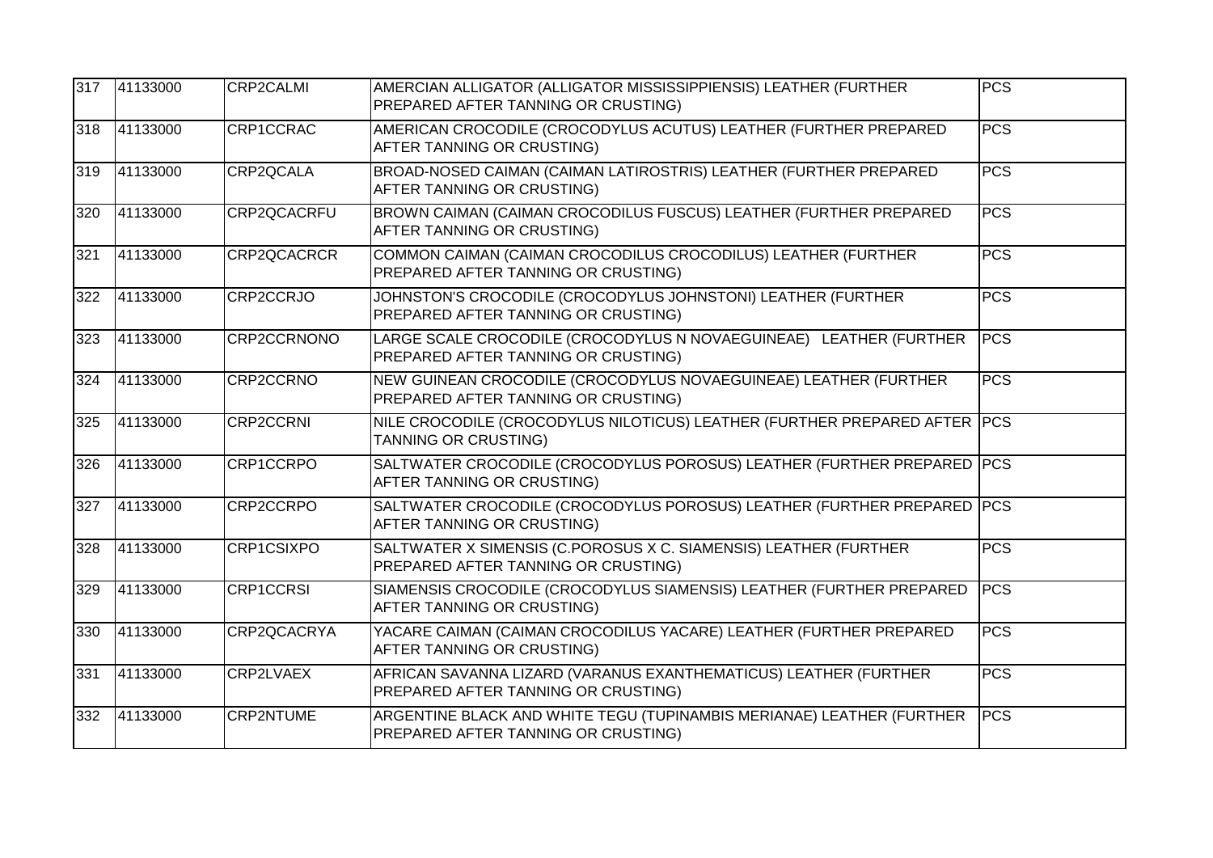| 317 | 41133000 | CRP2CALMI | AMERCIAN ALLIGATOR (ALLIGATOR MISSISSIPPIENSIS) LEATHER (FURTHER PREPARED AFTER TANNING OR CRUSTING) | PCS |
|---|---|---|---|---|
| 318 | 41133000 | CRP1CCRAC | AMERICAN CROCODILE (CROCODYLUS ACUTUS) LEATHER (FURTHER PREPARED AFTER TANNING OR CRUSTING) | PCS |
| 319 | 41133000 | CRP2QCALA | BROAD-NOSED CAIMAN (CAIMAN LATIROSTRIS) LEATHER (FURTHER PREPARED AFTER TANNING OR CRUSTING) | PCS |
| 320 | 41133000 | CRP2QCACRFU | BROWN CAIMAN (CAIMAN CROCODILUS FUSCUS) LEATHER (FURTHER PREPARED AFTER TANNING OR CRUSTING) | PCS |
| 321 | 41133000 | CRP2QCACRCR | COMMON CAIMAN (CAIMAN CROCODILUS CROCODILUS) LEATHER (FURTHER PREPARED AFTER TANNING OR CRUSTING) | PCS |
| 322 | 41133000 | CRP2CCRJO | JOHNSTON'S CROCODILE (CROCODYLUS JOHNSTONI) LEATHER (FURTHER PREPARED AFTER TANNING OR CRUSTING) | PCS |
| 323 | 41133000 | CRP2CCRNONO | LARGE SCALE CROCODILE (CROCODYLUS N NOVAEGUINEAE) LEATHER (FURTHER PREPARED AFTER TANNING OR CRUSTING) | PCS |
| 324 | 41133000 | CRP2CCRNO | NEW GUINEAN CROCODILE (CROCODYLUS NOVAEGUINEAE) LEATHER (FURTHER PREPARED AFTER TANNING OR CRUSTING) | PCS |
| 325 | 41133000 | CRP2CCRNI | NILE CROCODILE (CROCODYLUS NILOTICUS) LEATHER (FURTHER PREPARED AFTER TANNING OR CRUSTING) | PCS |
| 326 | 41133000 | CRP1CCRPO | SALTWATER CROCODILE (CROCODYLUS POROSUS) LEATHER (FURTHER PREPARED AFTER TANNING OR CRUSTING) | PCS |
| 327 | 41133000 | CRP2CCRPO | SALTWATER CROCODILE (CROCODYLUS POROSUS) LEATHER (FURTHER PREPARED AFTER TANNING OR CRUSTING) | PCS |
| 328 | 41133000 | CRP1CSIXPO | SALTWATER X SIMENSIS (C.POROSUS X C. SIAMENSIS) LEATHER (FURTHER PREPARED AFTER TANNING OR CRUSTING) | PCS |
| 329 | 41133000 | CRP1CCRSI | SIAMENSIS CROCODILE (CROCODYLUS SIAMENSIS) LEATHER (FURTHER PREPARED AFTER TANNING OR CRUSTING) | PCS |
| 330 | 41133000 | CRP2QCACRYA | YACARE CAIMAN (CAIMAN CROCODILUS YACARE) LEATHER (FURTHER PREPARED AFTER TANNING OR CRUSTING) | PCS |
| 331 | 41133000 | CRP2LVAEX | AFRICAN SAVANNA LIZARD (VARANUS EXANTHEMATICUS) LEATHER (FURTHER PREPARED AFTER TANNING OR CRUSTING) | PCS |
| 332 | 41133000 | CRP2NTUME | ARGENTINE BLACK AND WHITE TEGU (TUPINAMBIS MERIANAE) LEATHER (FURTHER PREPARED AFTER TANNING OR CRUSTING) | PCS |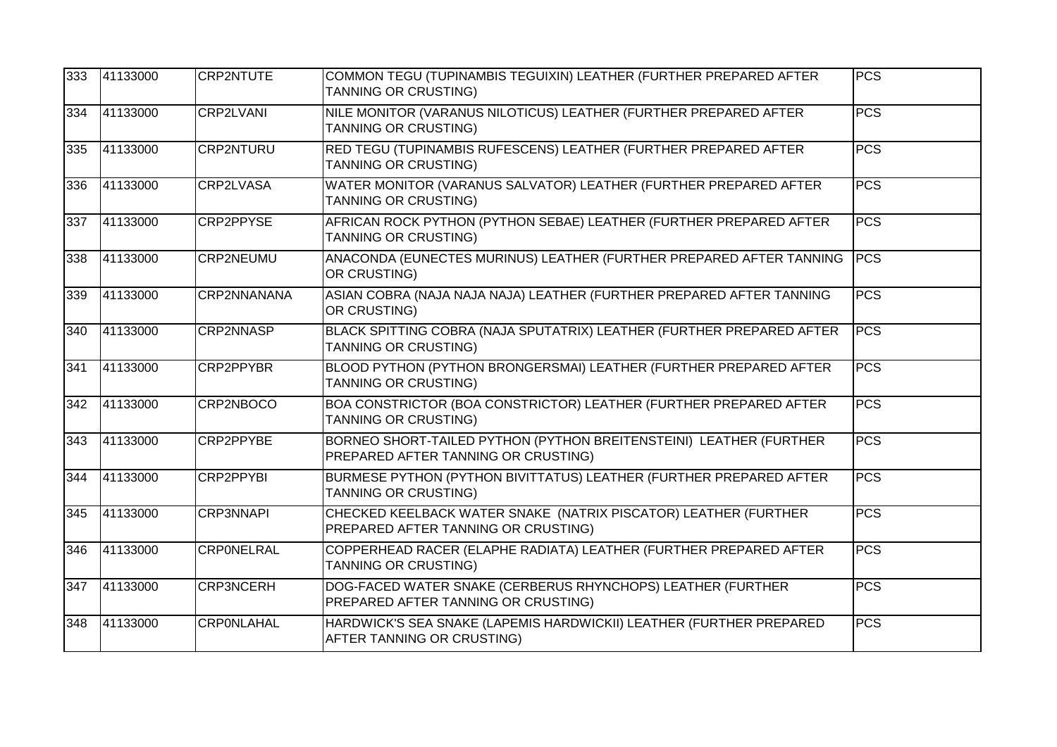| 333 | 41133000 | CRP2NTUTE | COMMON TEGU (TUPINAMBIS TEGUIXIN) LEATHER (FURTHER PREPARED AFTER TANNING OR CRUSTING) | PCS |
|---|---|---|---|---|
| 334 | 41133000 | CRP2LVANI | NILE MONITOR (VARANUS NILOTICUS) LEATHER (FURTHER PREPARED AFTER TANNING OR CRUSTING) | PCS |
| 335 | 41133000 | CRP2NTURU | RED TEGU (TUPINAMBIS RUFESCENS) LEATHER (FURTHER PREPARED AFTER TANNING OR CRUSTING) | PCS |
| 336 | 41133000 | CRP2LVASA | WATER MONITOR (VARANUS SALVATOR) LEATHER (FURTHER PREPARED AFTER TANNING OR CRUSTING) | PCS |
| 337 | 41133000 | CRP2PPYSE | AFRICAN ROCK PYTHON (PYTHON SEBAE) LEATHER (FURTHER PREPARED AFTER TANNING OR CRUSTING) | PCS |
| 338 | 41133000 | CRP2NEUMU | ANACONDA (EUNECTES MURINUS) LEATHER (FURTHER PREPARED AFTER TANNING OR CRUSTING) | PCS |
| 339 | 41133000 | CRP2NNANANA | ASIAN COBRA (NAJA NAJA NAJA) LEATHER (FURTHER PREPARED AFTER TANNING OR CRUSTING) | PCS |
| 340 | 41133000 | CRP2NNASP | BLACK SPITTING COBRA (NAJA SPUTATRIX) LEATHER (FURTHER PREPARED AFTER TANNING OR CRUSTING) | PCS |
| 341 | 41133000 | CRP2PPYBR | BLOOD PYTHON (PYTHON BRONGERSMAI) LEATHER (FURTHER PREPARED AFTER TANNING OR CRUSTING) | PCS |
| 342 | 41133000 | CRP2NBOCO | BOA CONSTRICTOR (BOA CONSTRICTOR) LEATHER (FURTHER PREPARED AFTER TANNING OR CRUSTING) | PCS |
| 343 | 41133000 | CRP2PPYBE | BORNEO SHORT-TAILED PYTHON (PYTHON BREITENSTEINI) LEATHER (FURTHER PREPARED AFTER TANNING OR CRUSTING) | PCS |
| 344 | 41133000 | CRP2PPYBI | BURMESE PYTHON (PYTHON BIVITTATUS) LEATHER (FURTHER PREPARED AFTER TANNING OR CRUSTING) | PCS |
| 345 | 41133000 | CRP3NNAPI | CHECKED KEELBACK WATER SNAKE (NATRIX PISCATOR) LEATHER (FURTHER PREPARED AFTER TANNING OR CRUSTING) | PCS |
| 346 | 41133000 | CRP0NELRAL | COPPERHEAD RACER (ELAPHE RADIATA) LEATHER (FURTHER PREPARED AFTER TANNING OR CRUSTING) | PCS |
| 347 | 41133000 | CRP3NCERH | DOG-FACED WATER SNAKE (CERBERUS RHYNCHOPS) LEATHER (FURTHER PREPARED AFTER TANNING OR CRUSTING) | PCS |
| 348 | 41133000 | CRP0NLAHAL | HARDWICK'S SEA SNAKE (LAPEMIS HARDWICKII) LEATHER (FURTHER PREPARED AFTER TANNING OR CRUSTING) | PCS |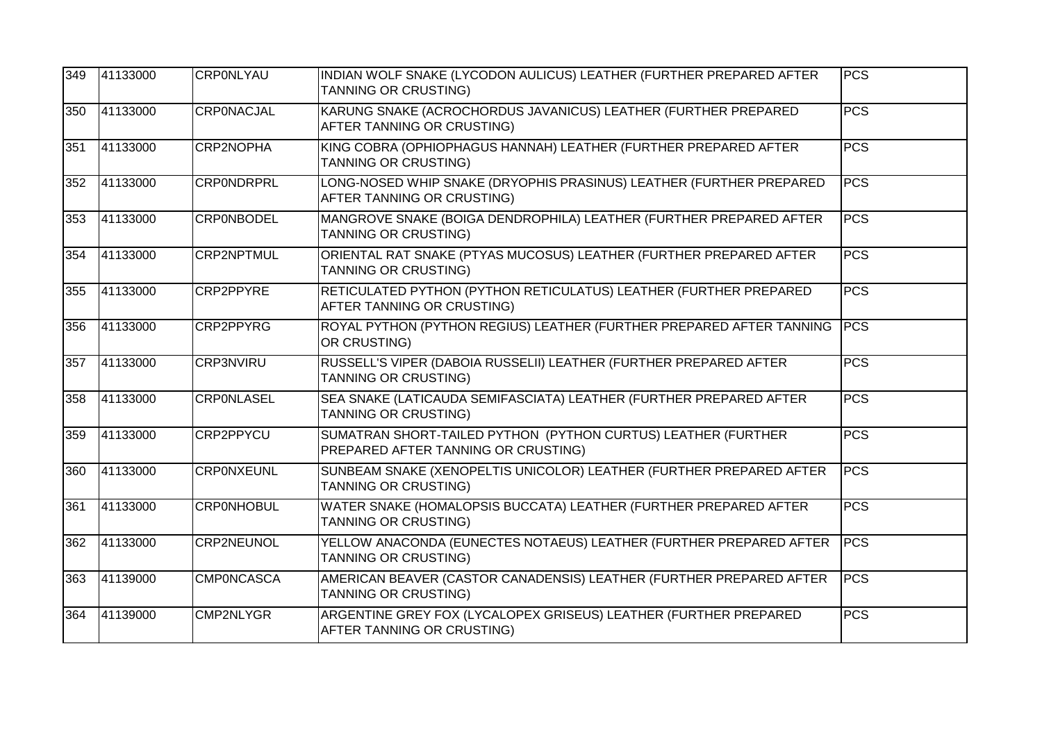| 349 | 41133000 | CRP0NLYAU | INDIAN WOLF SNAKE (LYCODON AULICUS) LEATHER (FURTHER PREPARED AFTER TANNING OR CRUSTING) | PCS |
|---|---|---|---|---|
| 350 | 41133000 | CRP0NACJAL | KARUNG SNAKE (ACROCHORDUS JAVANICUS) LEATHER (FURTHER PREPARED AFTER TANNING OR CRUSTING) | PCS |
| 351 | 41133000 | CRP2NOPHA | KING COBRA (OPHIOPHAGUS HANNAH) LEATHER (FURTHER PREPARED AFTER TANNING OR CRUSTING) | PCS |
| 352 | 41133000 | CRP0NDRPRL | LONG-NOSED WHIP SNAKE (DRYOPHIS PRASINUS) LEATHER (FURTHER PREPARED AFTER TANNING OR CRUSTING) | PCS |
| 353 | 41133000 | CRP0NBODEL | MANGROVE SNAKE (BOIGA DENDROPHILA) LEATHER (FURTHER PREPARED AFTER TANNING OR CRUSTING) | PCS |
| 354 | 41133000 | CRP2NPTMUL | ORIENTAL RAT SNAKE (PTYAS MUCOSUS) LEATHER (FURTHER PREPARED AFTER TANNING OR CRUSTING) | PCS |
| 355 | 41133000 | CRP2PPYRE | RETICULATED PYTHON (PYTHON RETICULATUS) LEATHER (FURTHER PREPARED AFTER TANNING OR CRUSTING) | PCS |
| 356 | 41133000 | CRP2PPYRG | ROYAL PYTHON (PYTHON REGIUS) LEATHER (FURTHER PREPARED AFTER TANNING OR CRUSTING) | PCS |
| 357 | 41133000 | CRP3NVIRU | RUSSELL'S VIPER (DABOIA RUSSELII) LEATHER (FURTHER PREPARED AFTER TANNING OR CRUSTING) | PCS |
| 358 | 41133000 | CRP0NLASEL | SEA SNAKE (LATICAUDA SEMIFASCIATA) LEATHER (FURTHER PREPARED AFTER TANNING OR CRUSTING) | PCS |
| 359 | 41133000 | CRP2PPYCU | SUMATRAN SHORT-TAILED PYTHON (PYTHON CURTUS) LEATHER (FURTHER PREPARED AFTER TANNING OR CRUSTING) | PCS |
| 360 | 41133000 | CRP0NXEUNL | SUNBEAM SNAKE (XENOPELTIS UNICOLOR) LEATHER (FURTHER PREPARED AFTER TANNING OR CRUSTING) | PCS |
| 361 | 41133000 | CRP0NHOBUL | WATER SNAKE (HOMALOPSIS BUCCATA) LEATHER (FURTHER PREPARED AFTER TANNING OR CRUSTING) | PCS |
| 362 | 41133000 | CRP2NEUNOL | YELLOW ANACONDA (EUNECTES NOTAEUS) LEATHER (FURTHER PREPARED AFTER TANNING OR CRUSTING) | PCS |
| 363 | 41139000 | CMP0NCASCA | AMERICAN BEAVER (CASTOR CANADENSIS) LEATHER (FURTHER PREPARED AFTER TANNING OR CRUSTING) | PCS |
| 364 | 41139000 | CMP2NLYGR | ARGENTINE GREY FOX (LYCALOPEX GRISEUS) LEATHER (FURTHER PREPARED AFTER TANNING OR CRUSTING) | PCS |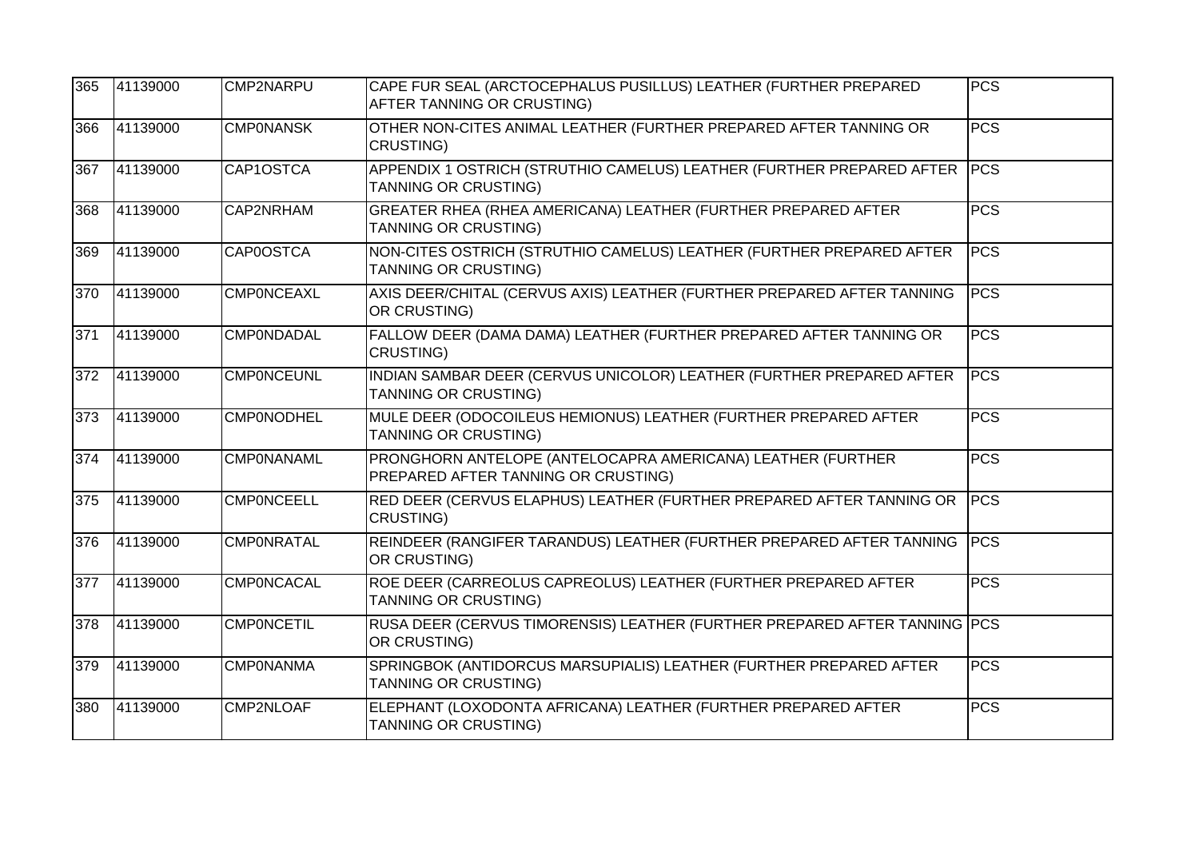| 365 | 41139000 | CMP2NARPU | CAPE FUR SEAL (ARCTOCEPHALUS PUSILLUS) LEATHER (FURTHER PREPARED AFTER TANNING OR CRUSTING) | PCS |
|---|---|---|---|---|
| 366 | 41139000 | CMP0NANSK | OTHER NON-CITES ANIMAL LEATHER (FURTHER PREPARED AFTER TANNING OR CRUSTING) | PCS |
| 367 | 41139000 | CAP1OSTCA | APPENDIX 1 OSTRICH (STRUTHIO CAMELUS) LEATHER (FURTHER PREPARED AFTER TANNING OR CRUSTING) | PCS |
| 368 | 41139000 | CAP2NRHAM | GREATER RHEA (RHEA AMERICANA) LEATHER (FURTHER PREPARED AFTER TANNING OR CRUSTING) | PCS |
| 369 | 41139000 | CAP0OSTCA | NON-CITES OSTRICH (STRUTHIO CAMELUS) LEATHER (FURTHER PREPARED AFTER TANNING OR CRUSTING) | PCS |
| 370 | 41139000 | CMP0NCEAXL | AXIS DEER/CHITAL (CERVUS AXIS) LEATHER (FURTHER PREPARED AFTER TANNING OR CRUSTING) | PCS |
| 371 | 41139000 | CMP0NDADAL | FALLOW DEER (DAMA DAMA) LEATHER (FURTHER PREPARED AFTER TANNING OR CRUSTING) | PCS |
| 372 | 41139000 | CMP0NCEUNL | INDIAN SAMBAR DEER (CERVUS UNICOLOR) LEATHER (FURTHER PREPARED AFTER TANNING OR CRUSTING) | PCS |
| 373 | 41139000 | CMP0NODHEL | MULE DEER (ODOCOILEUS HEMIONUS) LEATHER (FURTHER PREPARED AFTER TANNING OR CRUSTING) | PCS |
| 374 | 41139000 | CMP0NANAML | PRONGHORN ANTELOPE (ANTELOCAPRA AMERICANA) LEATHER (FURTHER PREPARED AFTER TANNING OR CRUSTING) | PCS |
| 375 | 41139000 | CMP0NCEELL | RED DEER (CERVUS ELAPHUS) LEATHER (FURTHER PREPARED AFTER TANNING OR CRUSTING) | PCS |
| 376 | 41139000 | CMP0NRATAL | REINDEER (RANGIFER TARANDUS) LEATHER (FURTHER PREPARED AFTER TANNING OR CRUSTING) | PCS |
| 377 | 41139000 | CMP0NCACAL | ROE DEER (CARREOLUS CAPREOLUS) LEATHER (FURTHER PREPARED AFTER TANNING OR CRUSTING) | PCS |
| 378 | 41139000 | CMP0NCETIL | RUSA DEER (CERVUS TIMORENSIS) LEATHER (FURTHER PREPARED AFTER TANNING OR CRUSTING) | PCS |
| 379 | 41139000 | CMP0NANMA | SPRINGBOK (ANTIDORCUS MARSUPIALIS) LEATHER (FURTHER PREPARED AFTER TANNING OR CRUSTING) | PCS |
| 380 | 41139000 | CMP2NLOAF | ELEPHANT (LOXODONTA AFRICANA) LEATHER (FURTHER PREPARED AFTER TANNING OR CRUSTING) | PCS |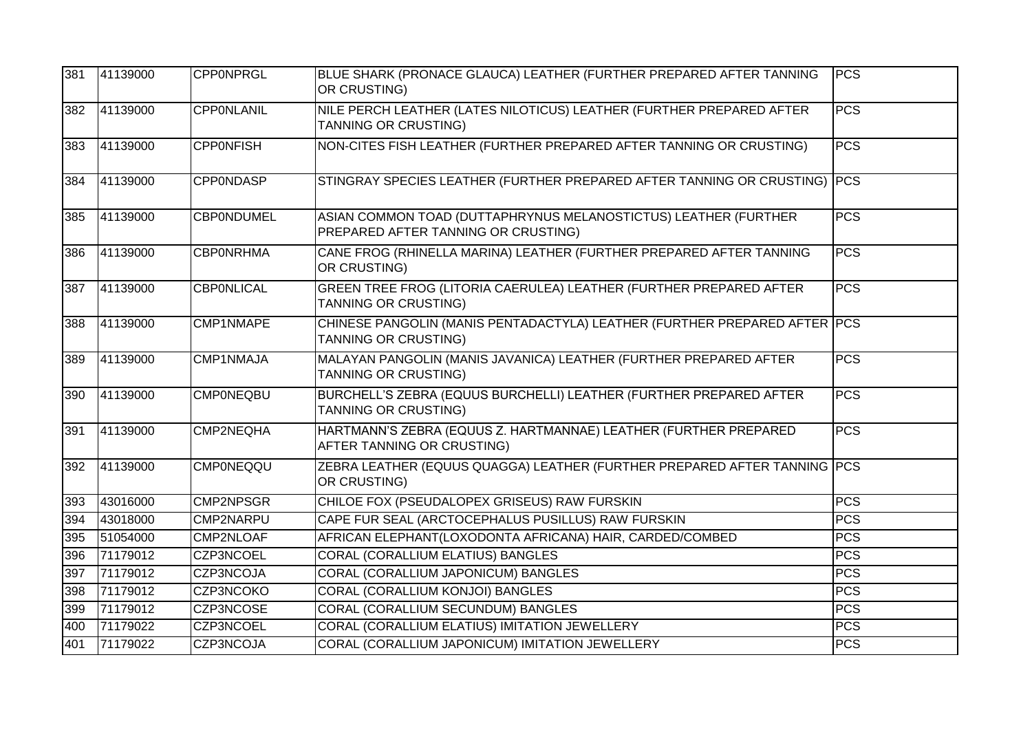| 381 | 41139000 | CPP0NPRGL | BLUE SHARK (PRONACE GLAUCA) LEATHER (FURTHER PREPARED AFTER TANNING OR CRUSTING) | PCS |
|---|---|---|---|---|
| 382 | 41139000 | CPP0NLANIL | NILE PERCH LEATHER (LATES NILOTICUS) LEATHER (FURTHER PREPARED AFTER TANNING OR CRUSTING) | PCS |
| 383 | 41139000 | CPP0NFISH | NON-CITES FISH LEATHER (FURTHER PREPARED AFTER TANNING OR CRUSTING) | PCS |
| 384 | 41139000 | CPP0NDASP | STINGRAY SPECIES LEATHER (FURTHER PREPARED AFTER TANNING OR CRUSTING) | PCS |
| 385 | 41139000 | CBP0NDUMEL | ASIAN COMMON TOAD (DUTTAPHRYNUS MELANOSTICTUS) LEATHER (FURTHER PREPARED AFTER TANNING OR CRUSTING) | PCS |
| 386 | 41139000 | CBP0NRHMA | CANE FROG (RHINELLA MARINA) LEATHER (FURTHER PREPARED AFTER TANNING OR CRUSTING) | PCS |
| 387 | 41139000 | CBP0NLICAL | GREEN TREE FROG (LITORIA CAERULEA) LEATHER (FURTHER PREPARED AFTER TANNING OR CRUSTING) | PCS |
| 388 | 41139000 | CMP1NMAPE | CHINESE PANGOLIN (MANIS PENTADACTYLA) LEATHER (FURTHER PREPARED AFTER TANNING OR CRUSTING) | PCS |
| 389 | 41139000 | CMP1NMAJA | MALAYAN PANGOLIN (MANIS JAVANICA) LEATHER (FURTHER PREPARED AFTER TANNING OR CRUSTING) | PCS |
| 390 | 41139000 | CMP0NEQBU | BURCHELL'S ZEBRA (EQUUS BURCHELLI) LEATHER (FURTHER PREPARED AFTER TANNING OR CRUSTING) | PCS |
| 391 | 41139000 | CMP2NEQHA | HARTMANN'S ZEBRA (EQUUS Z. HARTMANNAE) LEATHER (FURTHER PREPARED AFTER TANNING OR CRUSTING) | PCS |
| 392 | 41139000 | CMP0NEQQU | ZEBRA LEATHER (EQUUS QUAGGA) LEATHER (FURTHER PREPARED AFTER TANNING OR CRUSTING) | PCS |
| 393 | 43016000 | CMP2NPSGR | CHILOE FOX (PSEUDALOPEX GRISEUS) RAW FURSKIN | PCS |
| 394 | 43018000 | CMP2NARPU | CAPE FUR SEAL (ARCTOCEPHALUS PUSILLUS) RAW FURSKIN | PCS |
| 395 | 51054000 | CMP2NLOAF | AFRICAN ELEPHANT(LOXODONTA AFRICANA) HAIR, CARDED/COMBED | PCS |
| 396 | 71179012 | CZP3NCOEL | CORAL (CORALLIUM ELATIUS) BANGLES | PCS |
| 397 | 71179012 | CZP3NCOJA | CORAL (CORALLIUM JAPONICUM) BANGLES | PCS |
| 398 | 71179012 | CZP3NCOKO | CORAL (CORALLIUM KONJOI) BANGLES | PCS |
| 399 | 71179012 | CZP3NCOSE | CORAL (CORALLIUM SECUNDUM) BANGLES | PCS |
| 400 | 71179022 | CZP3NCOEL | CORAL (CORALLIUM ELATIUS) IMITATION JEWELLERY | PCS |
| 401 | 71179022 | CZP3NCOJA | CORAL (CORALLIUM JAPONICUM) IMITATION JEWELLERY | PCS |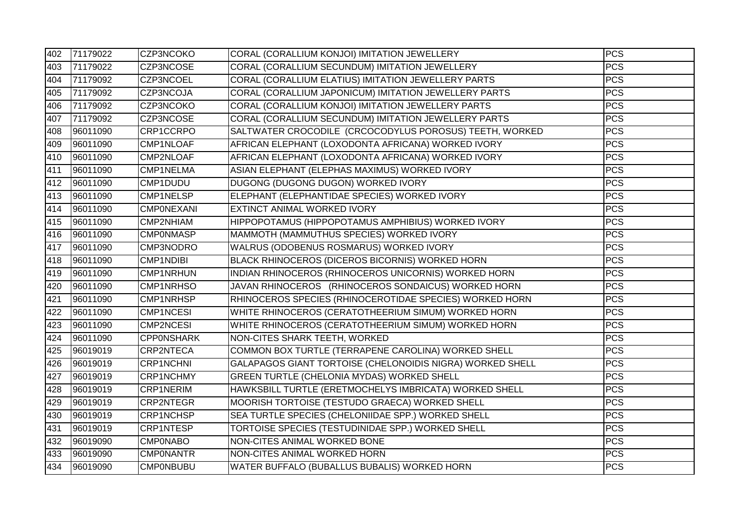| 402 | 71179022 | CZP3NCOKO | CORAL (CORALLIUM KONJOI) IMITATION JEWELLERY | PCS |
|---|---|---|---|---|
| 403 | 71179022 | CZP3NCOSE | CORAL (CORALLIUM SECUNDUM) IMITATION JEWELLERY | PCS |
| 404 | 71179092 | CZP3NCOEL | CORAL (CORALLIUM ELATIUS) IMITATION JEWELLERY PARTS | PCS |
| 405 | 71179092 | CZP3NCOJA | CORAL (CORALLIUM JAPONICUM) IMITATION JEWELLERY PARTS | PCS |
| 406 | 71179092 | CZP3NCOKO | CORAL (CORALLIUM KONJOI) IMITATION JEWELLERY PARTS | PCS |
| 407 | 71179092 | CZP3NCOSE | CORAL (CORALLIUM SECUNDUM) IMITATION JEWELLERY PARTS | PCS |
| 408 | 96011090 | CRP1CCRPO | SALTWATER CROCODILE (CRCOCODYLUS POROSUS) TEETH, WORKED | PCS |
| 409 | 96011090 | CMP1NLOAF | AFRICAN ELEPHANT (LOXODONTA AFRICANA) WORKED IVORY | PCS |
| 410 | 96011090 | CMP2NLOAF | AFRICAN ELEPHANT (LOXODONTA AFRICANA) WORKED IVORY | PCS |
| 411 | 96011090 | CMP1NELMA | ASIAN ELEPHANT (ELEPHAS MAXIMUS) WORKED IVORY | PCS |
| 412 | 96011090 | CMP1DUDU | DUGONG (DUGONG DUGON) WORKED IVORY | PCS |
| 413 | 96011090 | CMP1NELSP | ELEPHANT (ELEPHANTIDAE SPECIES) WORKED IVORY | PCS |
| 414 | 96011090 | CMP0NEXANI | EXTINCT ANIMAL WORKED IVORY | PCS |
| 415 | 96011090 | CMP2NHIAM | HIPPOPOTAMUS (HIPPOPOTAMUS AMPHIBIUS) WORKED IVORY | PCS |
| 416 | 96011090 | CMP0NMASP | MAMMOTH (MAMMUTHUS SPECIES) WORKED IVORY | PCS |
| 417 | 96011090 | CMP3NODRO | WALRUS (ODOBENUS ROSMARUS) WORKED IVORY | PCS |
| 418 | 96011090 | CMP1NDIBI | BLACK RHINOCEROS (DICEROS BICORNIS) WORKED HORN | PCS |
| 419 | 96011090 | CMP1NRHUN | INDIAN RHINOCEROS (RHINOCEROS UNICORNIS) WORKED HORN | PCS |
| 420 | 96011090 | CMP1NRHSO | JAVAN RHINOCEROS (RHINOCEROS SONDAICUS) WORKED HORN | PCS |
| 421 | 96011090 | CMP1NRHSP | RHINOCEROS SPECIES (RHINOCEROTIDAE SPECIES) WORKED HORN | PCS |
| 422 | 96011090 | CMP1NCESI | WHITE RHINOCEROS (CERATOTHEERIUM SIMUM) WORKED HORN | PCS |
| 423 | 96011090 | CMP2NCESI | WHITE RHINOCEROS (CERATOTHEERIUM SIMUM) WORKED HORN | PCS |
| 424 | 96011090 | CPP0NSHARK | NON-CITES SHARK TEETH, WORKED | PCS |
| 425 | 96019019 | CRP2NTECA | COMMON BOX TURTLE (TERRAPENE CAROLINA) WORKED SHELL | PCS |
| 426 | 96019019 | CRP1NCHNI | GALAPAGOS GIANT TORTOISE (CHELONOIDIS NIGRA) WORKED SHELL | PCS |
| 427 | 96019019 | CRP1NCHMY | GREEN TURTLE (CHELONIA MYDAS) WORKED SHELL | PCS |
| 428 | 96019019 | CRP1NERIM | HAWKSBILL TURTLE (ERETMOCHELYS IMBRICATA) WORKED SHELL | PCS |
| 429 | 96019019 | CRP2NTEGR | MOORISH TORTOISE (TESTUDO GRAECA) WORKED SHELL | PCS |
| 430 | 96019019 | CRP1NCHSP | SEA TURTLE SPECIES (CHELONIIDAE SPP.) WORKED SHELL | PCS |
| 431 | 96019019 | CRP1NTESP | TORTOISE SPECIES (TESTUDINIDAE SPP.) WORKED SHELL | PCS |
| 432 | 96019090 | CMP0NABO | NON-CITES ANIMAL WORKED BONE | PCS |
| 433 | 96019090 | CMP0NANTR | NON-CITES ANIMAL WORKED HORN | PCS |
| 434 | 96019090 | CMP0NBUBU | WATER BUFFALO (BUBALLUS BUBALIS) WORKED HORN | PCS |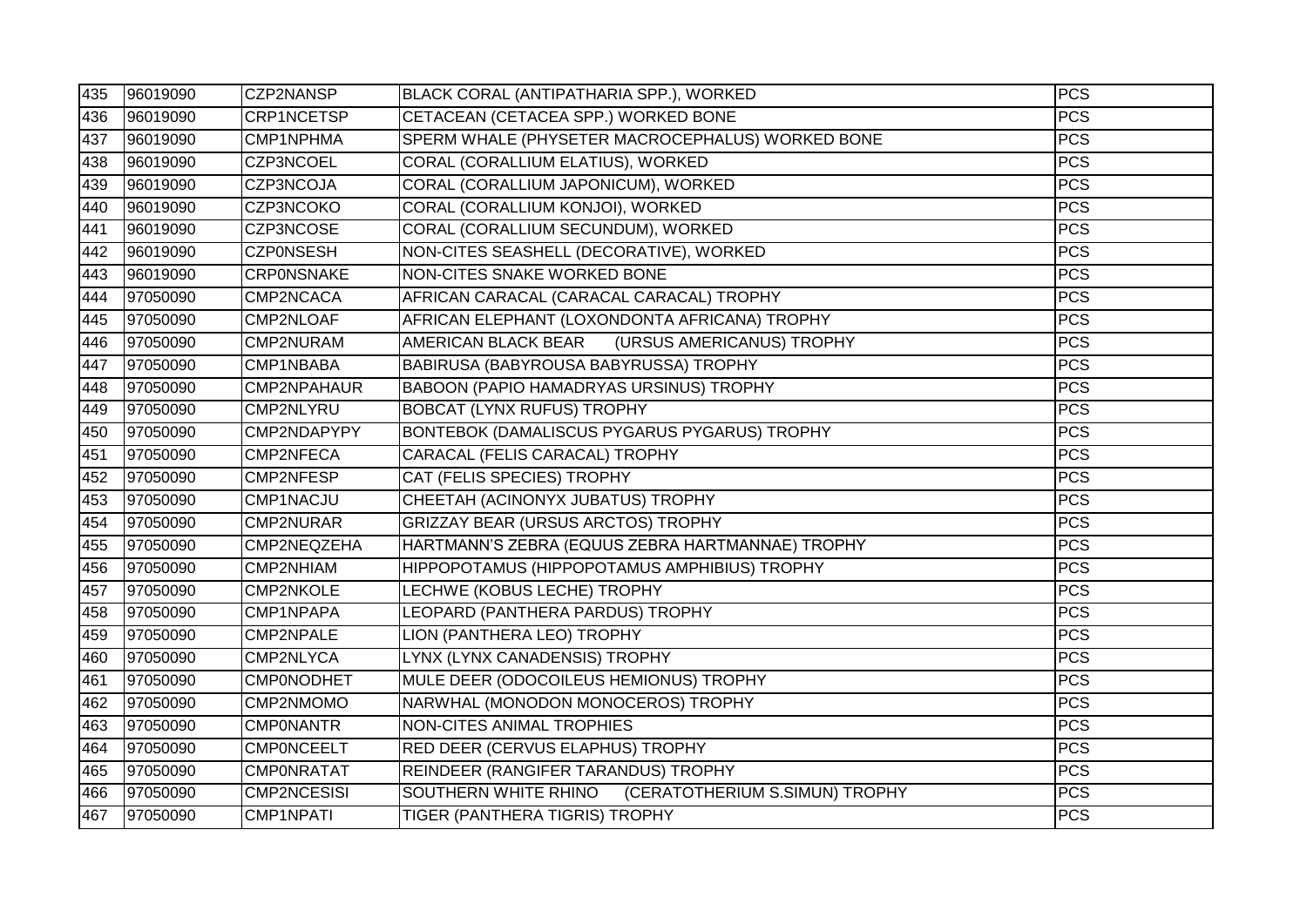| 435 | 96019090 | CZP2NANSP | BLACK CORAL (ANTIPATHARIA SPP.), WORKED | PCS |
|---|---|---|---|---|
| 436 | 96019090 | CRP1NCETSP | CETACEAN (CETACEA SPP.) WORKED BONE | PCS |
| 437 | 96019090 | CMP1NPHMA | SPERM WHALE (PHYSETER MACROCEPHALUS) WORKED BONE | PCS |
| 438 | 96019090 | CZP3NCOEL | CORAL (CORALLIUM ELATIUS), WORKED | PCS |
| 439 | 96019090 | CZP3NCOJA | CORAL (CORALLIUM JAPONICUM), WORKED | PCS |
| 440 | 96019090 | CZP3NCOKO | CORAL (CORALLIUM KONJOI), WORKED | PCS |
| 441 | 96019090 | CZP3NCOSE | CORAL (CORALLIUM SECUNDUM), WORKED | PCS |
| 442 | 96019090 | CZP0NSESH | NON-CITES SEASHELL (DECORATIVE), WORKED | PCS |
| 443 | 96019090 | CRP0NSNAKE | NON-CITES SNAKE WORKED BONE | PCS |
| 444 | 97050090 | CMP2NCACA | AFRICAN CARACAL (CARACAL CARACAL) TROPHY | PCS |
| 445 | 97050090 | CMP2NLOAF | AFRICAN ELEPHANT (LOXONDONTA AFRICANA) TROPHY | PCS |
| 446 | 97050090 | CMP2NURAM | AMERICAN BLACK BEAR (URSUS AMERICANUS) TROPHY | PCS |
| 447 | 97050090 | CMP1NBABA | BABIRUSA (BABYROUSA BABYRUSSA) TROPHY | PCS |
| 448 | 97050090 | CMP2NPAHAUR | BABOON (PAPIO HAMADRYAS URSINUS) TROPHY | PCS |
| 449 | 97050090 | CMP2NLYRU | BOBCAT (LYNX RUFUS) TROPHY | PCS |
| 450 | 97050090 | CMP2NDAPYPY | BONTEBOK (DAMALISCUS PYGARUS PYGARUS) TROPHY | PCS |
| 451 | 97050090 | CMP2NFECA | CARACAL (FELIS CARACAL) TROPHY | PCS |
| 452 | 97050090 | CMP2NFESP | CAT (FELIS SPECIES) TROPHY | PCS |
| 453 | 97050090 | CMP1NACJU | CHEETAH (ACINONYX JUBATUS) TROPHY | PCS |
| 454 | 97050090 | CMP2NURAR | GRIZZAY BEAR (URSUS ARCTOS) TROPHY | PCS |
| 455 | 97050090 | CMP2NEQZEHA | HARTMANN'S ZEBRA (EQUUS ZEBRA HARTMANNAE) TROPHY | PCS |
| 456 | 97050090 | CMP2NHIAM | HIPPOPOTAMUS (HIPPOPOTAMUS AMPHIBIUS) TROPHY | PCS |
| 457 | 97050090 | CMP2NKOLE | LECHWE (KOBUS LECHE) TROPHY | PCS |
| 458 | 97050090 | CMP1NPAPA | LEOPARD (PANTHERA PARDUS) TROPHY | PCS |
| 459 | 97050090 | CMP2NPALE | LION (PANTHERA LEO) TROPHY | PCS |
| 460 | 97050090 | CMP2NLYCA | LYNX (LYNX CANADENSIS) TROPHY | PCS |
| 461 | 97050090 | CMP0NODHET | MULE DEER (ODOCOILEUS HEMIONUS) TROPHY | PCS |
| 462 | 97050090 | CMP2NMOMO | NARWHAL (MONODON MONOCEROS) TROPHY | PCS |
| 463 | 97050090 | CMP0NANTR | NON-CITES ANIMAL TROPHIES | PCS |
| 464 | 97050090 | CMP0NCEELT | RED DEER (CERVUS ELAPHUS) TROPHY | PCS |
| 465 | 97050090 | CMP0NRATAT | REINDEER (RANGIFER TARANDUS) TROPHY | PCS |
| 466 | 97050090 | CMP2NCESISI | SOUTHERN WHITE RHINO (CERATOTHERIUM S.SIMUN) TROPHY | PCS |
| 467 | 97050090 | CMP1NPATI | TIGER (PANTHERA TIGRIS) TROPHY | PCS |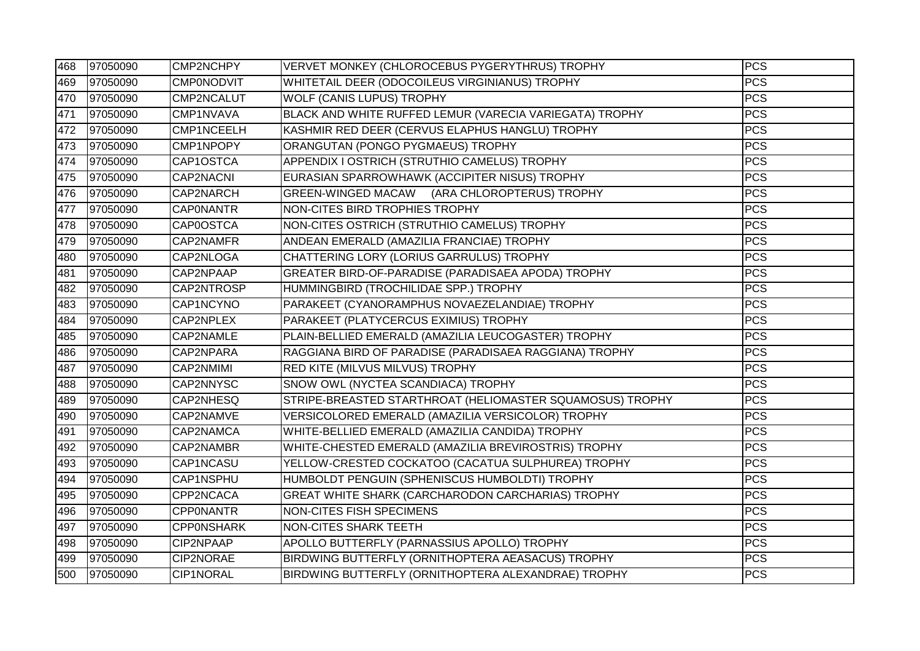| 468 | 97050090 | CMP2NCHPY | VERVET MONKEY (CHLOROCEBUS PYGERYTHRUS) TROPHY | PCS |
|---|---|---|---|---|
| 469 | 97050090 | CMP0NODVIT | WHITETAIL DEER (ODOCOILEUS VIRGINIANUS) TROPHY | PCS |
| 470 | 97050090 | CMP2NCALUT | WOLF (CANIS LUPUS) TROPHY | PCS |
| 471 | 97050090 | CMP1NVAVA | BLACK AND WHITE RUFFED LEMUR (VARECIA VARIEGATA) TROPHY | PCS |
| 472 | 97050090 | CMP1NCEELH | KASHMIR RED DEER (CERVUS ELAPHUS HANGLU) TROPHY | PCS |
| 473 | 97050090 | CMP1NPOPY | ORANGUTAN (PONGO PYGMAEUS) TROPHY | PCS |
| 474 | 97050090 | CAP1OSTCA | APPENDIX I OSTRICH (STRUTHIO CAMELUS) TROPHY | PCS |
| 475 | 97050090 | CAP2NACNI | EURASIAN SPARROWHAWK (ACCIPITER NISUS) TROPHY | PCS |
| 476 | 97050090 | CAP2NARCH | GREEN-WINGED MACAW (ARA CHLOROPTERUS) TROPHY | PCS |
| 477 | 97050090 | CAP0NANTR | NON-CITES BIRD TROPHIES TROPHY | PCS |
| 478 | 97050090 | CAP0OSTCA | NON-CITES OSTRICH (STRUTHIO CAMELUS) TROPHY | PCS |
| 479 | 97050090 | CAP2NAMFR | ANDEAN EMERALD (AMAZILIA FRANCIAE) TROPHY | PCS |
| 480 | 97050090 | CAP2NLOGA | CHATTERING LORY (LORIUS GARRULUS) TROPHY | PCS |
| 481 | 97050090 | CAP2NPAAP | GREATER BIRD-OF-PARADISE (PARADISAEA APODA) TROPHY | PCS |
| 482 | 97050090 | CAP2NTROSP | HUMMINGBIRD (TROCHILIDAE SPP.) TROPHY | PCS |
| 483 | 97050090 | CAP1NCYNO | PARAKEET (CYANORAMPHUS NOVAEZELANDIAE) TROPHY | PCS |
| 484 | 97050090 | CAP2NPLEX | PARAKEET (PLATYCERCUS EXIMIUS) TROPHY | PCS |
| 485 | 97050090 | CAP2NAMLE | PLAIN-BELLIED EMERALD (AMAZILIA LEUCOGASTER) TROPHY | PCS |
| 486 | 97050090 | CAP2NPARA | RAGGIANA BIRD OF PARADISE (PARADISAEA RAGGIANA) TROPHY | PCS |
| 487 | 97050090 | CAP2NMIMI | RED KITE (MILVUS MILVUS) TROPHY | PCS |
| 488 | 97050090 | CAP2NNYSC | SNOW OWL (NYCTEA SCANDIACA) TROPHY | PCS |
| 489 | 97050090 | CAP2NHESQ | STRIPE-BREASTED STARTHROAT (HELIOMASTER SQUAMOSUS) TROPHY | PCS |
| 490 | 97050090 | CAP2NAMVE | VERSICOLORED EMERALD (AMAZILIA VERSICOLOR) TROPHY | PCS |
| 491 | 97050090 | CAP2NAMCA | WHITE-BELLIED EMERALD (AMAZILIA CANDIDA) TROPHY | PCS |
| 492 | 97050090 | CAP2NAMBR | WHITE-CHESTED EMERALD (AMAZILIA BREVIROSTRIS) TROPHY | PCS |
| 493 | 97050090 | CAP1NCASU | YELLOW-CRESTED COCKATOO (CACATUA SULPHUREA) TROPHY | PCS |
| 494 | 97050090 | CAP1NSPHU | HUMBOLDT PENGUIN (SPHENISCUS HUMBOLDTI) TROPHY | PCS |
| 495 | 97050090 | CPP2NCACA | GREAT WHITE SHARK (CARCHARODON CARCHARIAS) TROPHY | PCS |
| 496 | 97050090 | CPP0NANTR | NON-CITES FISH SPECIMENS | PCS |
| 497 | 97050090 | CPP0NSHARK | NON-CITES SHARK TEETH | PCS |
| 498 | 97050090 | CIP2NPAAP | APOLLO BUTTERFLY (PARNASSIUS APOLLO) TROPHY | PCS |
| 499 | 97050090 | CIP2NORAE | BIRDWING BUTTERFLY (ORNITHOPTERA AEASACUS) TROPHY | PCS |
| 500 | 97050090 | CIP1NORAL | BIRDWING BUTTERFLY (ORNITHOPTERA ALEXANDRAE) TROPHY | PCS |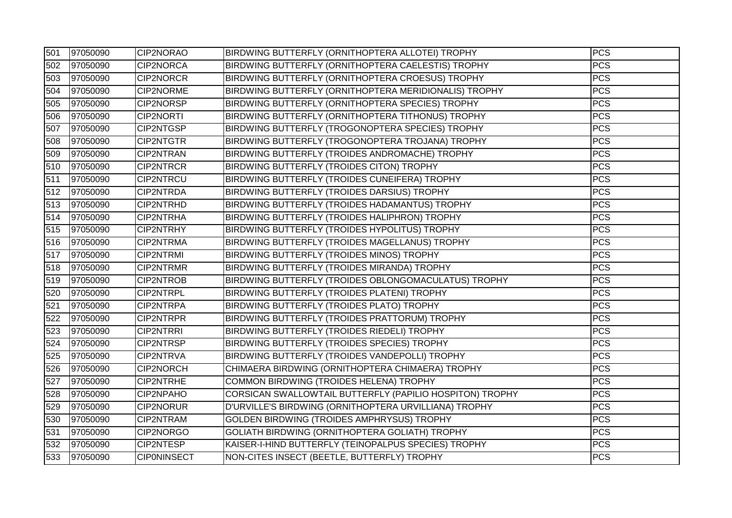| 501 | 97050090 | CIP2NORAO | BIRDWING BUTTERFLY (ORNITHOPTERA ALLOTEI) TROPHY | PCS |
|---|---|---|---|---|
| 502 | 97050090 | CIP2NORCA | BIRDWING BUTTERFLY (ORNITHOPTERA CAELESTIS) TROPHY | PCS |
| 503 | 97050090 | CIP2NORCR | BIRDWING BUTTERFLY (ORNITHOPTERA CROESUS) TROPHY | PCS |
| 504 | 97050090 | CIP2NORME | BIRDWING BUTTERFLY (ORNITHOPTERA MERIDIONALIS) TROPHY | PCS |
| 505 | 97050090 | CIP2NORSP | BIRDWING BUTTERFLY (ORNITHOPTERA SPECIES) TROPHY | PCS |
| 506 | 97050090 | CIP2NORTI | BIRDWING BUTTERFLY (ORNITHOPTERA TITHONUS) TROPHY | PCS |
| 507 | 97050090 | CIP2NTGSP | BIRDWING BUTTERFLY (TROGONOPTERA SPECIES) TROPHY | PCS |
| 508 | 97050090 | CIP2NTGTR | BIRDWING BUTTERFLY (TROGONOPTERA TROJANA) TROPHY | PCS |
| 509 | 97050090 | CIP2NTRAN | BIRDWING BUTTERFLY (TROIDES ANDROMACHE) TROPHY | PCS |
| 510 | 97050090 | CIP2NTRCR | BIRDWING BUTTERFLY (TROIDES CITON) TROPHY | PCS |
| 511 | 97050090 | CIP2NTRCU | BIRDWING BUTTERFLY (TROIDES CUNEIFERA) TROPHY | PCS |
| 512 | 97050090 | CIP2NTRDA | BIRDWING BUTTERFLY (TROIDES DARSIUS) TROPHY | PCS |
| 513 | 97050090 | CIP2NTRHD | BIRDWING BUTTERFLY (TROIDES HADAMANTUS) TROPHY | PCS |
| 514 | 97050090 | CIP2NTRHA | BIRDWING BUTTERFLY (TROIDES HALIPHRON) TROPHY | PCS |
| 515 | 97050090 | CIP2NTRHY | BIRDWING BUTTERFLY (TROIDES HYPOLITUS) TROPHY | PCS |
| 516 | 97050090 | CIP2NTRMA | BIRDWING BUTTERFLY (TROIDES MAGELLANUS) TROPHY | PCS |
| 517 | 97050090 | CIP2NTRMI | BIRDWING BUTTERFLY (TROIDES MINOS) TROPHY | PCS |
| 518 | 97050090 | CIP2NTRMR | BIRDWING BUTTERFLY (TROIDES MIRANDA) TROPHY | PCS |
| 519 | 97050090 | CIP2NTROB | BIRDWING BUTTERFLY (TROIDES OBLONGOMACULATUS) TROPHY | PCS |
| 520 | 97050090 | CIP2NTRPL | BIRDWING BUTTERFLY (TROIDES PLATENI) TROPHY | PCS |
| 521 | 97050090 | CIP2NTRPA | BIRDWING BUTTERFLY (TROIDES PLATO) TROPHY | PCS |
| 522 | 97050090 | CIP2NTRPR | BIRDWING BUTTERFLY (TROIDES PRATTORUM) TROPHY | PCS |
| 523 | 97050090 | CIP2NTRRI | BIRDWING BUTTERFLY (TROIDES RIEDELI) TROPHY | PCS |
| 524 | 97050090 | CIP2NTRSP | BIRDWING BUTTERFLY (TROIDES SPECIES) TROPHY | PCS |
| 525 | 97050090 | CIP2NTRVA | BIRDWING BUTTERFLY (TROIDES VANDEPOLLI) TROPHY | PCS |
| 526 | 97050090 | CIP2NORCH | CHIMAERA BIRDWING (ORNITHOPTERA CHIMAERA) TROPHY | PCS |
| 527 | 97050090 | CIP2NTRHE | COMMON BIRDWING (TROIDES HELENA) TROPHY | PCS |
| 528 | 97050090 | CIP2NPAHO | CORSICAN SWALLOWTAIL BUTTERFLY (PAPILIO HOSPITON) TROPHY | PCS |
| 529 | 97050090 | CIP2NORUR | D'URVILLE'S BIRDWING (ORNITHOPTERA URVILLIANA) TROPHY | PCS |
| 530 | 97050090 | CIP2NTRAM | GOLDEN BIRDWING (TROIDES AMPHRYSUS) TROPHY | PCS |
| 531 | 97050090 | CIP2NORGO | GOLIATH BIRDWING (ORNITHOPTERA GOLIATH) TROPHY | PCS |
| 532 | 97050090 | CIP2NTESP | KAISER-I-HIND BUTTERFLY (TEINOPALPUS SPECIES) TROPHY | PCS |
| 533 | 97050090 | CIP0NINSECT | NON-CITES INSECT (BEETLE, BUTTERFLY) TROPHY | PCS |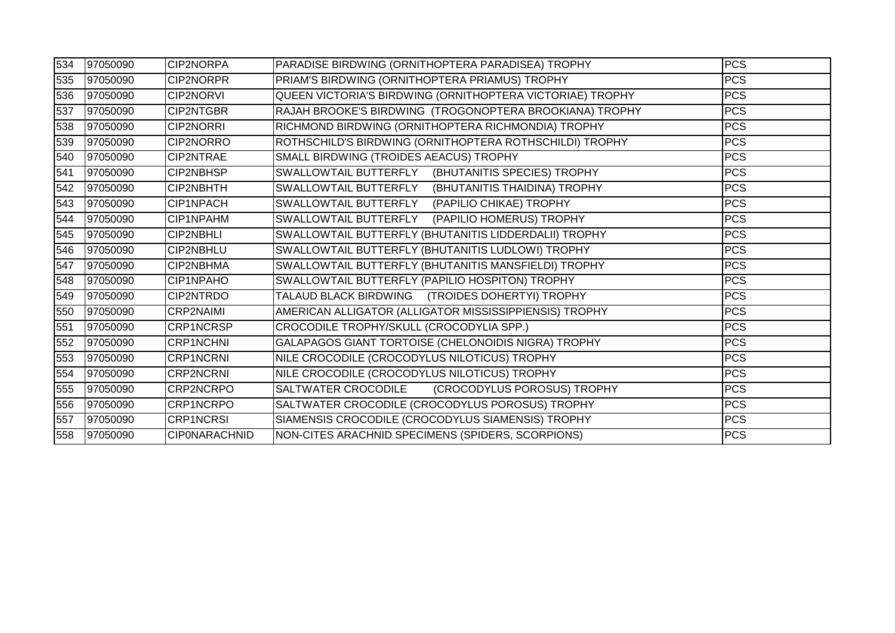| | | | | |
|---|---|---|---|---|
| 534 | 97050090 | CIP2NORPA | PARADISE BIRDWING (ORNITHOPTERA PARADISEA) TROPHY | PCS |
| 535 | 97050090 | CIP2NORPR | PRIAM'S BIRDWING (ORNITHOPTERA PRIAMUS) TROPHY | PCS |
| 536 | 97050090 | CIP2NORVI | QUEEN VICTORIA'S BIRDWING (ORNITHOPTERA VICTORIAE) TROPHY | PCS |
| 537 | 97050090 | CIP2NTGBR | RAJAH BROOKE'S BIRDWING (TROGONOPTERA BROOKIANA) TROPHY | PCS |
| 538 | 97050090 | CIP2NORRI | RICHMOND BIRDWING (ORNITHOPTERA RICHMONDIA) TROPHY | PCS |
| 539 | 97050090 | CIP2NORRO | ROTHSCHILD'S BIRDWING (ORNITHOPTERA ROTHSCHILDI) TROPHY | PCS |
| 540 | 97050090 | CIP2NTRAE | SMALL BIRDWING (TROIDES AEACUS) TROPHY | PCS |
| 541 | 97050090 | CIP2NBHSP | SWALLOWTAIL BUTTERFLY (BHUTANITIS SPECIES) TROPHY | PCS |
| 542 | 97050090 | CIP2NBHTH | SWALLOWTAIL BUTTERFLY (BHUTANITIS THAIDINA) TROPHY | PCS |
| 543 | 97050090 | CIP1NPACH | SWALLOWTAIL BUTTERFLY (PAPILIO CHIKAE) TROPHY | PCS |
| 544 | 97050090 | CIP1NPAHM | SWALLOWTAIL BUTTERFLY (PAPILIO HOMERUS) TROPHY | PCS |
| 545 | 97050090 | CIP2NBHLI | SWALLOWTAIL BUTTERFLY (BHUTANITIS LIDDERDALII) TROPHY | PCS |
| 546 | 97050090 | CIP2NBHLU | SWALLOWTAIL BUTTERFLY (BHUTANITIS LUDLOWI) TROPHY | PCS |
| 547 | 97050090 | CIP2NBHMA | SWALLOWTAIL BUTTERFLY (BHUTANITIS MANSFIELDI) TROPHY | PCS |
| 548 | 97050090 | CIP1NPAHO | SWALLOWTAIL BUTTERFLY (PAPILIO HOSPITON) TROPHY | PCS |
| 549 | 97050090 | CIP2NTRDO | TALAUD BLACK BIRDWING (TROIDES DOHERTYI) TROPHY | PCS |
| 550 | 97050090 | CRP2NAIMI | AMERICAN ALLIGATOR (ALLIGATOR MISSISSIPPIENSIS) TROPHY | PCS |
| 551 | 97050090 | CRP1NCRSP | CROCODILE TROPHY/SKULL (CROCODYLIA SPP.) | PCS |
| 552 | 97050090 | CRP1NCHNI | GALAPAGOS GIANT TORTOISE (CHELONOIDIS NIGRA) TROPHY | PCS |
| 553 | 97050090 | CRP1NCRNI | NILE CROCODILE (CROCODYLUS NILOTICUS) TROPHY | PCS |
| 554 | 97050090 | CRP2NCRNI | NILE CROCODILE (CROCODYLUS NILOTICUS) TROPHY | PCS |
| 555 | 97050090 | CRP2NCRPO | SALTWATER CROCODILE (CROCODYLUS POROSUS) TROPHY | PCS |
| 556 | 97050090 | CRP1NCRPO | SALTWATER CROCODILE (CROCODYLUS POROSUS) TROPHY | PCS |
| 557 | 97050090 | CRP1NCRSI | SIAMENSIS CROCODILE (CROCODYLUS SIAMENSIS) TROPHY | PCS |
| 558 | 97050090 | CIP0NARACHNID | NON-CITES ARACHNID SPECIMENS (SPIDERS, SCORPIONS) | PCS |